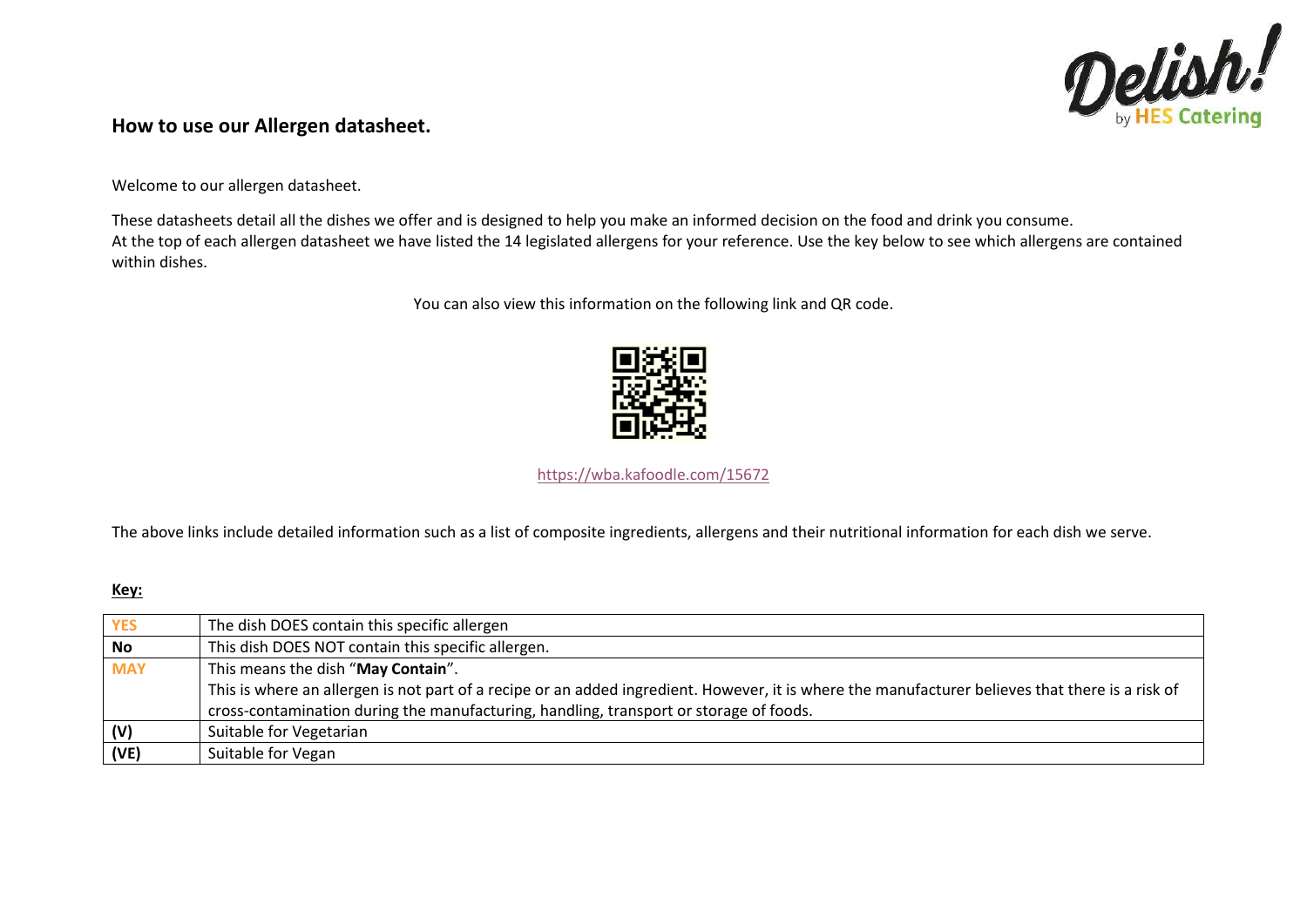## How to use our Allergen datasheet.

Welcome to our allergen datasheet.

These datasheets detail all the dishes we offer and is designed to help you make an informed decision on the food and drink you consume.
At the top of each allergen datasheet we have listed the 14 legislated allergens for your reference. Use the key below to see which allergens are contained within dishes.

You can also view this information on the following link and QR code.

https://wba.kafoodle.com/15672

The above links include detailed information such as a list of composite ingredients, allergens and their nutritional information for each dish we serve.

**Key:**

| | |
|---|---|
| **YES** | The dish DOES contain this specific allergen |
| **No** | This dish DOES NOT contain this specific allergen. |
| **MAY** | This means the dish "**May Contain**".<br>This is where an allergen is not part of a recipe or an added ingredient. However, it is where the manufacturer believes that there is a risk of cross-contamination during the manufacturing, handling, transport or storage of foods. |
| **(V)** | Suitable for Vegetarian |
| **(VE)** | Suitable for Vegan |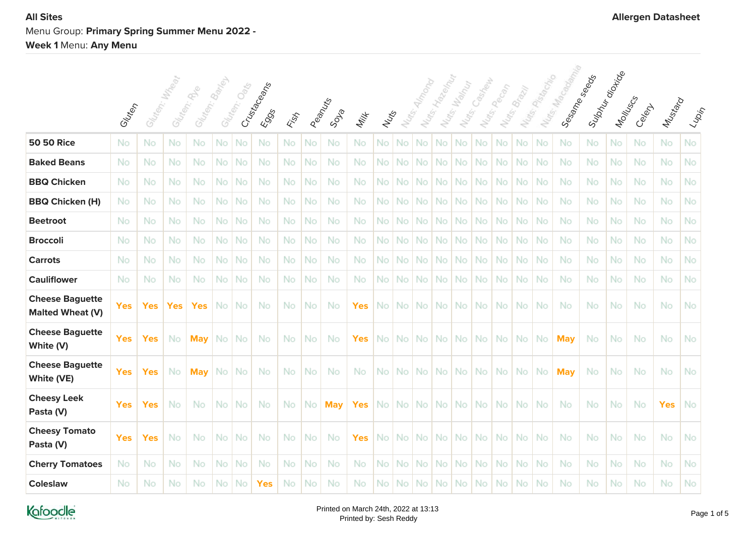**All Sites**

**Allergen Datasheet**

Menu Group: **Primary Spring Summer Menu 2022 - Week 1** Menu: **Any Menu**

| | Gluten | Gluten: Wheat | Gluten: Rye | Gluten: Barley | Gluten: Oats | Crustaceans | Eggs | Fish | Peanuts | Soya | Milk | Nuts | Nuts: Almond | Nuts: Hazelnut | Nuts: Walnut | Nuts: Cashew | Nuts: Pecan | Nuts: Brazil | Nuts: Pistachio | Nuts: Macadamia | Sesame seeds | Sulphur dioxide | Molluscs | Celery | Mustard | Lupin |
|---|---|---|---|---|---|---|---|---|---|---|---|---|---|---|---|---|---|---|---|---|---|---|---|---|---|---|
| **50 50 Rice** | No | No | No | No | No | No | No | No | No | No | No | No | No | No | No | No | No | No | No | No | No | No | No | No | No | No |
| **Baked Beans** | No | No | No | No | No | No | No | No | No | No | No | No | No | No | No | No | No | No | No | No | No | No | No | No | No | No |
| **BBQ Chicken** | No | No | No | No | No | No | No | No | No | No | No | No | No | No | No | No | No | No | No | No | No | No | No | No | No | No |
| **BBQ Chicken (H)** | No | No | No | No | No | No | No | No | No | No | No | No | No | No | No | No | No | No | No | No | No | No | No | No | No | No |
| **Beetroot** | No | No | No | No | No | No | No | No | No | No | No | No | No | No | No | No | No | No | No | No | No | No | No | No | No | No |
| **Broccoli** | No | No | No | No | No | No | No | No | No | No | No | No | No | No | No | No | No | No | No | No | No | No | No | No | No | No |
| **Carrots** | No | No | No | No | No | No | No | No | No | No | No | No | No | No | No | No | No | No | No | No | No | No | No | No | No | No |
| **Cauliflower** | No | No | No | No | No | No | No | No | No | No | No | No | No | No | No | No | No | No | No | No | No | No | No | No | No | No |
| **Cheese Baguette Malted Wheat (V)** | Yes | Yes | Yes | Yes | No | No | No | No | No | No | Yes | No | No | No | No | No | No | No | No | No | No | No | No | No | No | No |
| **Cheese Baguette White (V)** | Yes | Yes | No | May | No | No | No | No | No | No | Yes | No | No | No | No | No | No | No | No | No | May | No | No | No | No | No |
| **Cheese Baguette White (VE)** | Yes | Yes | No | May | No | No | No | No | No | No | No | No | No | No | No | No | No | No | No | No | May | No | No | No | No | No |
| **Cheesy Leek Pasta (V)** | Yes | Yes | No | No | No | No | No | No | No | May | Yes | No | No | No | No | No | No | No | No | No | No | No | No | No | Yes | No |
| **Cheesy Tomato Pasta (V)** | Yes | Yes | No | No | No | No | No | No | No | No | Yes | No | No | No | No | No | No | No | No | No | No | No | No | No | No | No |
| **Cherry Tomatoes** | No | No | No | No | No | No | No | No | No | No | No | No | No | No | No | No | No | No | No | No | No | No | No | No | No | No |
| **Coleslaw** | No | No | No | No | No | No | Yes | No | No | No | No | No | No | No | No | No | No | No | No | No | No | No | No | No | No | No |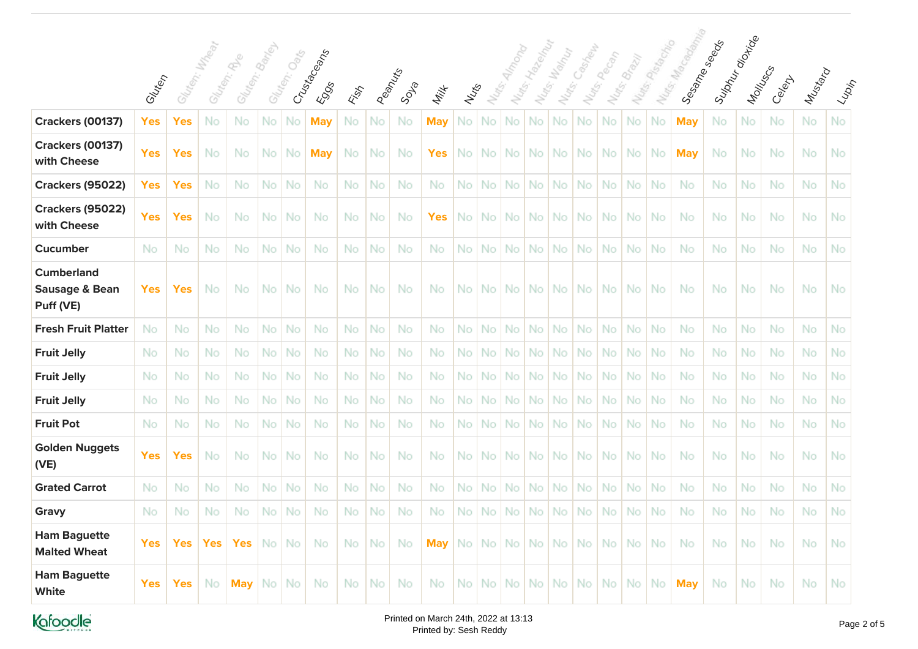| | Gluten | Gluten: Wheat | Gluten: Rye | Gluten: Barley | Gluten: Oats | Crustaceans | Eggs | Fish | Peanuts | Soya | Milk | Nuts | Nuts: Almond | Nuts: Hazelnut | Nuts: Walnut | Nuts: Cashew | Nuts: Pecan | Nuts: Brazil | Nuts: Pistachio | Nuts: Macadamia | Sesame seeds | Sulphur dioxide | Molluscs | Celery | Mustard | Lupin |
|---|---|---|---|---|---|---|---|---|---|---|---|---|---|---|---|---|---|---|---|---|---|---|---|---|---|---|
| **Crackers (00137)** | **Yes** | **Yes** | No | No | No | No | **May** | No | No | No | **May** | No | No | No | No | No | No | No | No | No | **May** | No | No | No | No | No |
| **Crackers (00137) with Cheese** | **Yes** | **Yes** | No | No | No | No | **May** | No | No | No | **Yes** | No | No | No | No | No | No | No | No | No | **May** | No | No | No | No | No |
| **Crackers (95022)** | **Yes** | **Yes** | No | No | No | No | No | No | No | No | No | No | No | No | No | No | No | No | No | No | No | No | No | No | No | No |
| **Crackers (95022) with Cheese** | **Yes** | **Yes** | No | No | No | No | No | No | No | No | **Yes** | No | No | No | No | No | No | No | No | No | No | No | No | No | No | No |
| **Cucumber** | No | No | No | No | No | No | No | No | No | No | No | No | No | No | No | No | No | No | No | No | No | No | No | No | No | No |
| **Cumberland Sausage & Bean Puff (VE)** | **Yes** | **Yes** | No | No | No | No | No | No | No | No | No | No | No | No | No | No | No | No | No | No | No | No | No | No | No | No |
| **Fresh Fruit Platter** | No | No | No | No | No | No | No | No | No | No | No | No | No | No | No | No | No | No | No | No | No | No | No | No | No | No |
| **Fruit Jelly** | No | No | No | No | No | No | No | No | No | No | No | No | No | No | No | No | No | No | No | No | No | No | No | No | No | No |
| **Fruit Jelly** | No | No | No | No | No | No | No | No | No | No | No | No | No | No | No | No | No | No | No | No | No | No | No | No | No | No |
| **Fruit Jelly** | No | No | No | No | No | No | No | No | No | No | No | No | No | No | No | No | No | No | No | No | No | No | No | No | No | No |
| **Fruit Pot** | No | No | No | No | No | No | No | No | No | No | No | No | No | No | No | No | No | No | No | No | No | No | No | No | No | No |
| **Golden Nuggets (VE)** | **Yes** | **Yes** | No | No | No | No | No | No | No | No | No | No | No | No | No | No | No | No | No | No | No | No | No | No | No | No |
| **Grated Carrot** | No | No | No | No | No | No | No | No | No | No | No | No | No | No | No | No | No | No | No | No | No | No | No | No | No | No |
| **Gravy** | No | No | No | No | No | No | No | No | No | No | No | No | No | No | No | No | No | No | No | No | No | No | No | No | No | No |
| **Ham Baguette Malted Wheat** | **Yes** | **Yes** | **Yes** | **Yes** | No | No | No | No | No | No | **May** | No | No | No | No | No | No | No | No | No | No | No | No | No | No | No |
| **Ham Baguette White** | **Yes** | **Yes** | No | **May** | No | No | No | No | No | No | No | No | No | No | No | No | No | No | No | No | **May** | No | No | No | No | No |

Printed on March 24th, 2022 at 13:13
Printed by: Sesh Reddy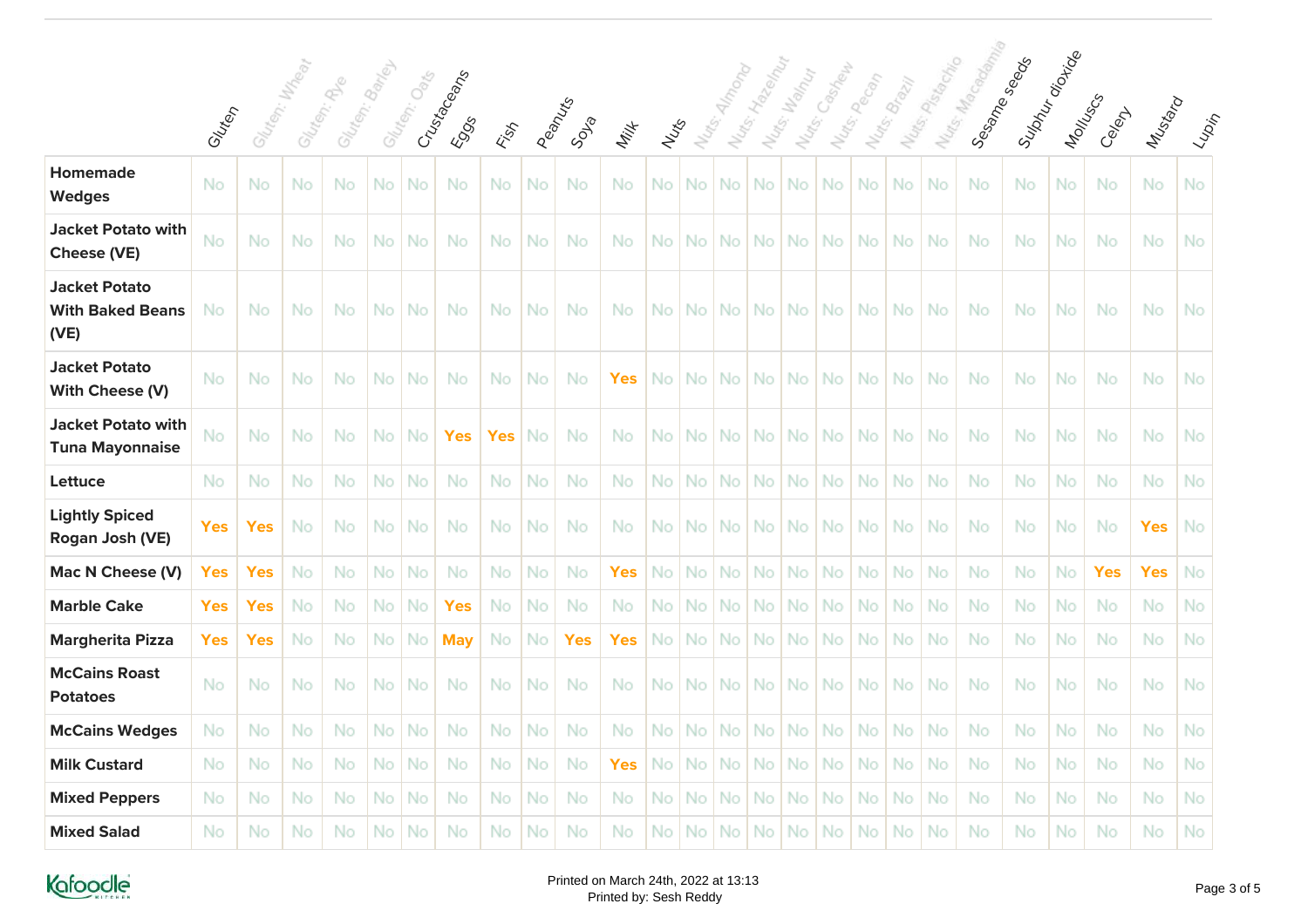| | Gluten | Gluten: Wheat | Gluten: Rye | Gluten: Barley | Gluten: Oats | Crustaceans | Eggs | Fish | Peanuts | Soya | Milk | Nuts | Nuts: Almond | Nuts: Hazelnut | Nuts: Walnut | Nuts: Cashew | Nuts: Pecan | Nuts: Brazil | Nuts: Pistachio | Nuts: Macadamia | Sesame seeds | Sulphur dioxide | Molluscs | Celery | Mustard | Lupin |
|---|---|---|---|---|---|---|---|---|---|---|---|---|---|---|---|---|---|---|---|---|---|---|---|---|---|---|
| **Homemade Wedges** | No | No | No | No | No | No | No | No | No | No | No | No | No | No | No | No | No | No | No | No | No | No | No | No | No | No |
| **Jacket Potato with Cheese (VE)** | No | No | No | No | No | No | No | No | No | No | No | No | No | No | No | No | No | No | No | No | No | No | No | No | No | No |
| **Jacket Potato With Baked Beans (VE)** | No | No | No | No | No | No | No | No | No | No | No | No | No | No | No | No | No | No | No | No | No | No | No | No | No | No |
| **Jacket Potato With Cheese (V)** | No | No | No | No | No | No | No | No | No | No | Yes | No | No | No | No | No | No | No | No | No | No | No | No | No | No | No |
| **Jacket Potato with Tuna Mayonnaise** | No | No | No | No | No | No | Yes | Yes | No | No | No | No | No | No | No | No | No | No | No | No | No | No | No | No | No | No |
| **Lettuce** | No | No | No | No | No | No | No | No | No | No | No | No | No | No | No | No | No | No | No | No | No | No | No | No | No | No |
| **Lightly Spiced Rogan Josh (VE)** | Yes | Yes | No | No | No | No | No | No | No | No | No | No | No | No | No | No | No | No | No | No | No | No | No | No | Yes | No |
| **Mac N Cheese (V)** | Yes | Yes | No | No | No | No | No | No | No | No | Yes | No | No | No | No | No | No | No | No | No | No | No | No | Yes | Yes | No |
| **Marble Cake** | Yes | Yes | No | No | No | No | Yes | No | No | No | No | No | No | No | No | No | No | No | No | No | No | No | No | No | No | No |
| **Margherita Pizza** | Yes | Yes | No | No | No | No | May | No | No | Yes | Yes | No | No | No | No | No | No | No | No | No | No | No | No | No | No | No |
| **McCains Roast Potatoes** | No | No | No | No | No | No | No | No | No | No | No | No | No | No | No | No | No | No | No | No | No | No | No | No | No | No |
| **McCains Wedges** | No | No | No | No | No | No | No | No | No | No | No | No | No | No | No | No | No | No | No | No | No | No | No | No | No | No |
| **Milk Custard** | No | No | No | No | No | No | No | No | No | No | Yes | No | No | No | No | No | No | No | No | No | No | No | No | No | No | No |
| **Mixed Peppers** | No | No | No | No | No | No | No | No | No | No | No | No | No | No | No | No | No | No | No | No | No | No | No | No | No | No |
| **Mixed Salad** | No | No | No | No | No | No | No | No | No | No | No | No | No | No | No | No | No | No | No | No | No | No | No | No | No | No |

Printed on March 24th, 2022 at 13:13
Printed by: Sesh Reddy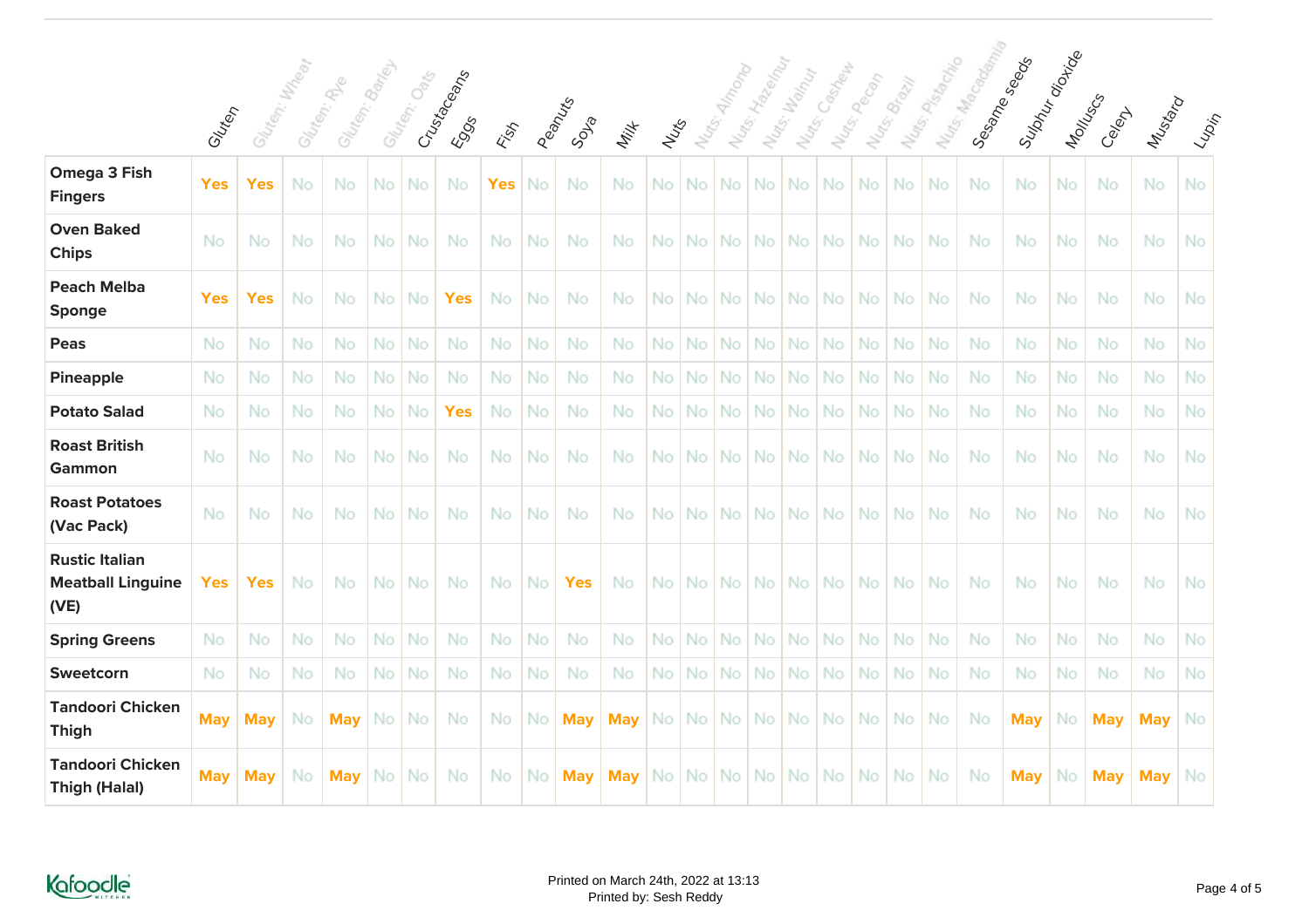| | Gluten | Gluten: Wheat | Gluten: Rye | Gluten: Barley | Gluten: Oats | Crustaceans | Eggs | Fish | Peanuts | Soya | Milk | Nuts | Nuts: Almond | Nuts: Hazelnut | Nuts: Walnut | Nuts: Cashew | Nuts: Pecan | Nuts: Brazil | Nuts: Pistachio | Nuts: Macadamia | Sesame seeds | Sulphur dioxide | Molluscs | Celery | Mustard | Lupin |
|---|---|---|---|---|---|---|---|---|---|---|---|---|---|---|---|---|---|---|---|---|---|---|---|---|---|---|
| **Omega 3 Fish Fingers** | Yes | Yes | No | No | No | No | No | Yes | No | No | No | No | No | No | No | No | No | No | No | No | No | No | No | No | No | No |
| **Oven Baked Chips** | No | No | No | No | No | No | No | No | No | No | No | No | No | No | No | No | No | No | No | No | No | No | No | No | No | No |
| **Peach Melba Sponge** | Yes | Yes | No | No | No | No | Yes | No | No | No | No | No | No | No | No | No | No | No | No | No | No | No | No | No | No | No |
| **Peas** | No | No | No | No | No | No | No | No | No | No | No | No | No | No | No | No | No | No | No | No | No | No | No | No | No | No |
| **Pineapple** | No | No | No | No | No | No | No | No | No | No | No | No | No | No | No | No | No | No | No | No | No | No | No | No | No | No |
| **Potato Salad** | No | No | No | No | No | No | Yes | No | No | No | No | No | No | No | No | No | No | No | No | No | No | No | No | No | No | No |
| **Roast British Gammon** | No | No | No | No | No | No | No | No | No | No | No | No | No | No | No | No | No | No | No | No | No | No | No | No | No | No |
| **Roast Potatoes (Vac Pack)** | No | No | No | No | No | No | No | No | No | No | No | No | No | No | No | No | No | No | No | No | No | No | No | No | No | No |
| **Rustic Italian Meatball Linguine (VE)** | Yes | Yes | No | No | No | No | No | No | No | Yes | No | No | No | No | No | No | No | No | No | No | No | No | No | No | No | No |
| **Spring Greens** | No | No | No | No | No | No | No | No | No | No | No | No | No | No | No | No | No | No | No | No | No | No | No | No | No | No |
| **Sweetcorn** | No | No | No | No | No | No | No | No | No | No | No | No | No | No | No | No | No | No | No | No | No | No | No | No | No | No |
| **Tandoori Chicken Thigh** | May | May | No | May | No | No | No | No | No | May | May | No | No | No | No | No | No | No | No | No | No | May | No | May | May | No |
| **Tandoori Chicken Thigh (Halal)** | May | May | No | May | No | No | No | No | No | May | May | No | No | No | No | No | No | No | No | No | No | May | No | May | May | No |

Printed on March 24th, 2022 at 13:13
Printed by: Sesh Reddy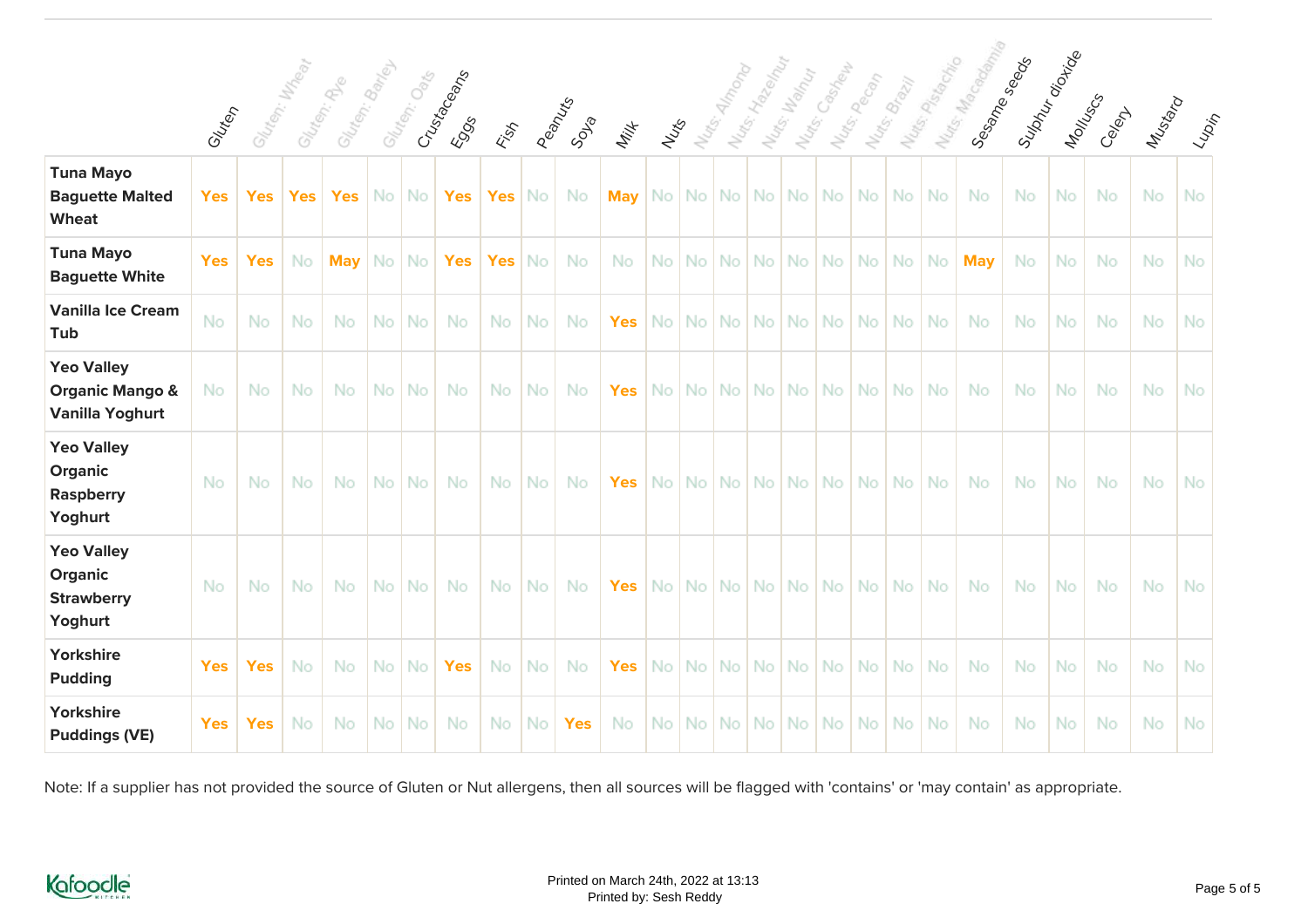| | Gluten | Gluten: Wheat | Gluten: Rye | Gluten: Barley | Gluten: Oats | Crustaceans | Eggs | Fish | Peanuts | Soya | Milk | Nuts | Nuts: Almond | Nuts: Hazelnut | Nuts: Walnut | Nuts: Cashew | Nuts: Pecan | Nuts: Brazil | Nuts: Pistachio | Nuts: Macadamia | Sesame seeds | Sulphur dioxide | Molluscs | Celery | Mustard | Lupin |
|---|---|---|---|---|---|---|---|---|---|---|---|---|---|---|---|---|---|---|---|---|---|---|---|---|---|---|
| **Tuna Mayo Baguette Malted Wheat** | Yes | Yes | Yes | Yes | No | No | Yes | Yes | No | No | May | No | No | No | No | No | No | No | No | No | No | No | No | No | No | No |
| **Tuna Mayo Baguette White** | Yes | Yes | No | May | No | No | Yes | Yes | No | No | No | No | No | No | No | No | No | No | No | No | May | No | No | No | No | No |
| **Vanilla Ice Cream Tub** | No | No | No | No | No | No | No | No | No | No | Yes | No | No | No | No | No | No | No | No | No | No | No | No | No | No | No |
| **Yeo Valley Organic Mango & Vanilla Yoghurt** | No | No | No | No | No | No | No | No | No | No | Yes | No | No | No | No | No | No | No | No | No | No | No | No | No | No | No |
| **Yeo Valley Organic Raspberry Yoghurt** | No | No | No | No | No | No | No | No | No | No | Yes | No | No | No | No | No | No | No | No | No | No | No | No | No | No | No |
| **Yeo Valley Organic Strawberry Yoghurt** | No | No | No | No | No | No | No | No | No | No | Yes | No | No | No | No | No | No | No | No | No | No | No | No | No | No | No |
| **Yorkshire Pudding** | Yes | Yes | No | No | No | No | Yes | No | No | No | Yes | No | No | No | No | No | No | No | No | No | No | No | No | No | No | No |
| **Yorkshire Puddings (VE)** | Yes | Yes | No | No | No | No | No | No | No | Yes | No | No | No | No | No | No | No | No | No | No | No | No | No | No | No | No |

Note: If a supplier has not provided the source of Gluten or Nut allergens, then all sources will be flagged with 'contains' or 'may contain' as appropriate.

Printed on March 24th, 2022 at 13:13
Printed by: Sesh Reddy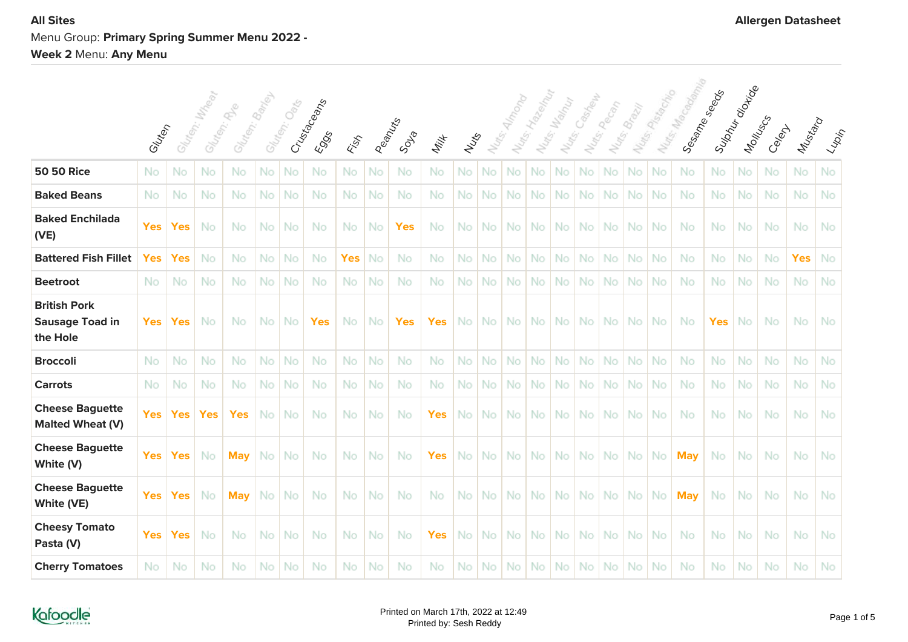**All Sites**

Menu Group: **Primary Spring Summer Menu 2022 - Week 2** Menu: **Any Menu**

**Allergen Datasheet**

| | Gluten | Gluten: Wheat | Gluten: Rye | Gluten: Barley | Gluten: Oats | Crustaceans | Eggs | Fish | Peanuts | Soya | Milk | Nuts | Nuts: Almond | Nuts: Hazelnut | Nuts: Walnut | Nuts: Cashew | Nuts: Pecan | Nuts: Brazil | Nuts: Pistachio | Nuts: Macadamia | Sesame seeds | Sulphur dioxide | Molluscs | Celery | Mustard | Lupin |
|---|---|---|---|---|---|---|---|---|---|---|---|---|---|---|---|---|---|---|---|---|---|---|---|---|---|---|
| **50 50 Rice** | No | No | No | No | No | No | No | No | No | No | No | No | No | No | No | No | No | No | No | No | No | No | No | No | No | No |
| **Baked Beans** | No | No | No | No | No | No | No | No | No | No | No | No | No | No | No | No | No | No | No | No | No | No | No | No | No | No |
| **Baked Enchilada (VE)** | Yes | Yes | No | No | No | No | No | No | No | Yes | No | No | No | No | No | No | No | No | No | No | No | No | No | No | No | No |
| **Battered Fish Fillet** | Yes | Yes | No | No | No | No | No | Yes | No | No | No | No | No | No | No | No | No | No | No | No | No | No | No | No | Yes | No |
| **Beetroot** | No | No | No | No | No | No | No | No | No | No | No | No | No | No | No | No | No | No | No | No | No | No | No | No | No | No |
| **British Pork Sausage Toad in the Hole** | Yes | Yes | No | No | No | No | Yes | No | No | Yes | Yes | No | No | No | No | No | No | No | No | No | No | Yes | No | No | No | No |
| **Broccoli** | No | No | No | No | No | No | No | No | No | No | No | No | No | No | No | No | No | No | No | No | No | No | No | No | No | No |
| **Carrots** | No | No | No | No | No | No | No | No | No | No | No | No | No | No | No | No | No | No | No | No | No | No | No | No | No | No |
| **Cheese Baguette Malted Wheat (V)** | Yes | Yes | Yes | Yes | No | No | No | No | No | No | Yes | No | No | No | No | No | No | No | No | No | No | No | No | No | No | No |
| **Cheese Baguette White (V)** | Yes | Yes | No | May | No | No | No | No | No | No | Yes | No | No | No | No | No | No | No | No | No | May | No | No | No | No | No |
| **Cheese Baguette White (VE)** | Yes | Yes | No | May | No | No | No | No | No | No | No | No | No | No | No | No | No | No | No | No | May | No | No | No | No | No |
| **Cheesy Tomato Pasta (V)** | Yes | Yes | No | No | No | No | No | No | No | No | Yes | No | No | No | No | No | No | No | No | No | No | No | No | No | No | No |
| **Cherry Tomatoes** | No | No | No | No | No | No | No | No | No | No | No | No | No | No | No | No | No | No | No | No | No | No | No | No | No | No |

Printed on March 17th, 2022 at 12:49
Printed by: Sesh Reddy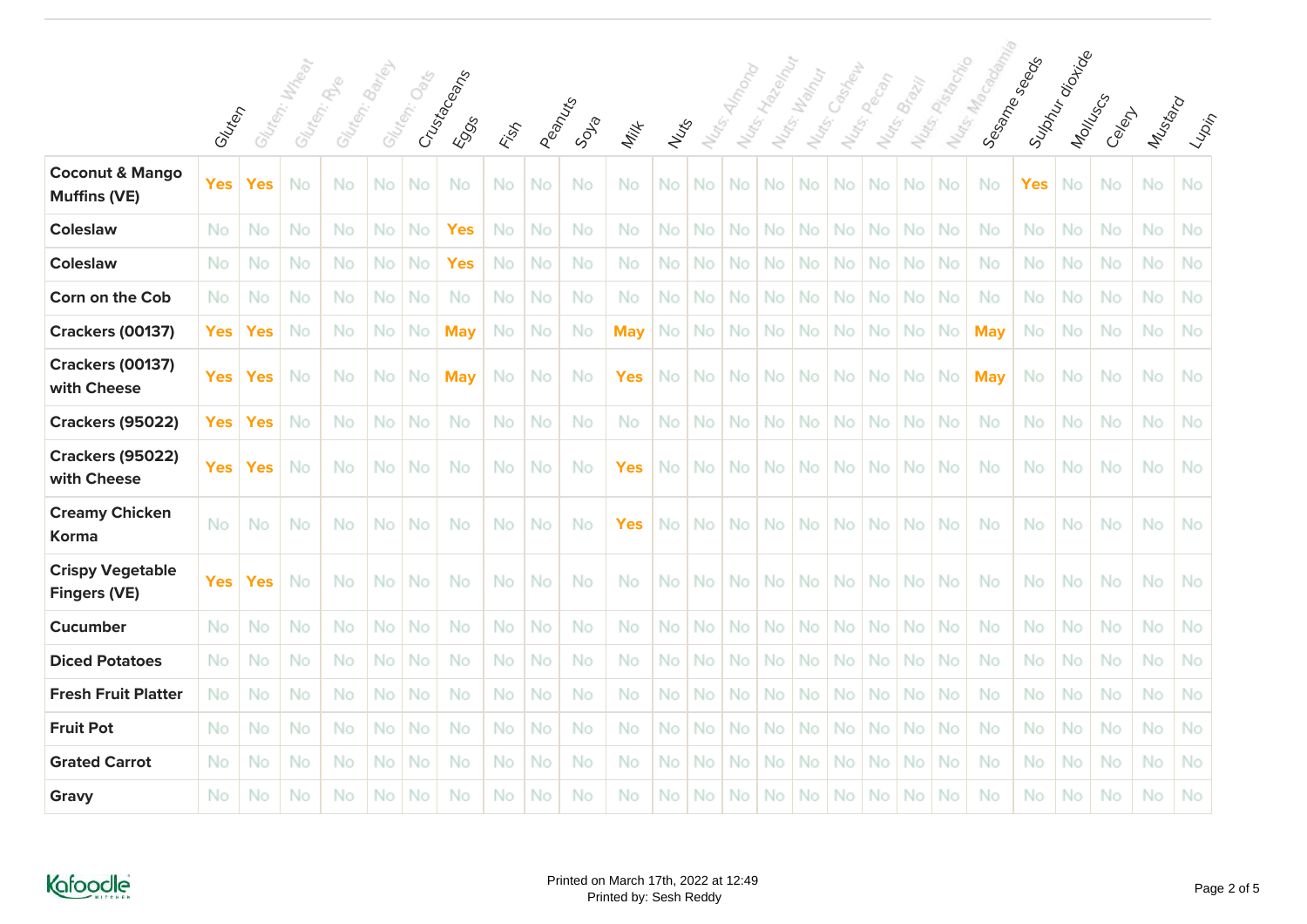| | Gluten | Gluten: Wheat | Gluten: Rye | Gluten: Barley | Gluten: Oats | Crustaceans | Eggs | Fish | Peanuts | Soya | Milk | Nuts | Nuts: Almond | Nuts: Hazelnut | Nuts: Walnut | Nuts: Cashew | Nuts: Pecan | Nuts: Brazil | Nuts: Pistachio | Nuts: Macadamia | Sesame seeds | Sulphur dioxide | Molluscs | Celery | Mustard | Lupin |
|---|---|---|---|---|---|---|---|---|---|---|---|---|---|---|---|---|---|---|---|---|---|---|---|---|---|---|
| **Coconut & Mango Muffins (VE)** | Yes | Yes | No | No | No | No | No | No | No | No | No | No | No | No | No | No | No | No | No | No | No | Yes | No | No | No | No |
| **Coleslaw** | No | No | No | No | No | No | Yes | No | No | No | No | No | No | No | No | No | No | No | No | No | No | No | No | No | No | No |
| **Coleslaw** | No | No | No | No | No | No | Yes | No | No | No | No | No | No | No | No | No | No | No | No | No | No | No | No | No | No | No |
| **Corn on the Cob** | No | No | No | No | No | No | No | No | No | No | No | No | No | No | No | No | No | No | No | No | No | No | No | No | No | No |
| **Crackers (00137)** | Yes | Yes | No | No | No | No | May | No | No | No | May | No | No | No | No | No | No | No | No | No | May | No | No | No | No | No |
| **Crackers (00137) with Cheese** | Yes | Yes | No | No | No | No | May | No | No | No | Yes | No | No | No | No | No | No | No | No | No | May | No | No | No | No | No |
| **Crackers (95022)** | Yes | Yes | No | No | No | No | No | No | No | No | No | No | No | No | No | No | No | No | No | No | No | No | No | No | No | No |
| **Crackers (95022) with Cheese** | Yes | Yes | No | No | No | No | No | No | No | No | Yes | No | No | No | No | No | No | No | No | No | No | No | No | No | No | No |
| **Creamy Chicken Korma** | No | No | No | No | No | No | No | No | No | No | Yes | No | No | No | No | No | No | No | No | No | No | No | No | No | No | No |
| **Crispy Vegetable Fingers (VE)** | Yes | Yes | No | No | No | No | No | No | No | No | No | No | No | No | No | No | No | No | No | No | No | No | No | No | No | No |
| **Cucumber** | No | No | No | No | No | No | No | No | No | No | No | No | No | No | No | No | No | No | No | No | No | No | No | No | No | No |
| **Diced Potatoes** | No | No | No | No | No | No | No | No | No | No | No | No | No | No | No | No | No | No | No | No | No | No | No | No | No | No |
| **Fresh Fruit Platter** | No | No | No | No | No | No | No | No | No | No | No | No | No | No | No | No | No | No | No | No | No | No | No | No | No | No |
| **Fruit Pot** | No | No | No | No | No | No | No | No | No | No | No | No | No | No | No | No | No | No | No | No | No | No | No | No | No | No |
| **Grated Carrot** | No | No | No | No | No | No | No | No | No | No | No | No | No | No | No | No | No | No | No | No | No | No | No | No | No | No |
| **Gravy** | No | No | No | No | No | No | No | No | No | No | No | No | No | No | No | No | No | No | No | No | No | No | No | No | No | No |

Printed on March 17th, 2022 at 12:49
Printed by: Sesh Reddy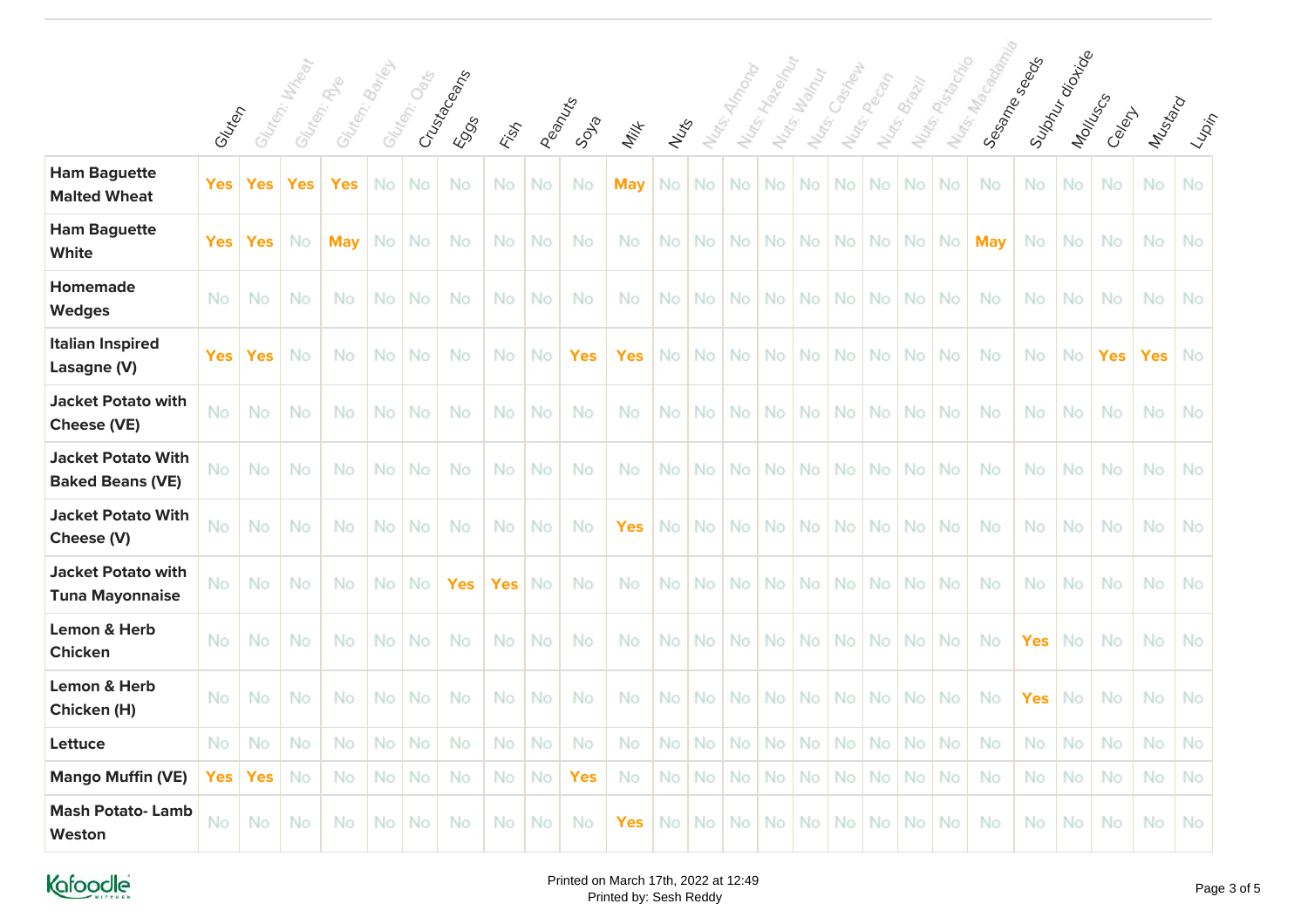| | Gluten | Gluten: Wheat | Gluten: Rye | Gluten: Barley | Gluten: Oats | Crustaceans | Eggs | Fish | Peanuts | Soya | Milk | Nuts | Nuts: Almond | Nuts: Hazelnut | Nuts: Walnut | Nuts: Cashew | Nuts: Pecan | Nuts: Brazil | Nuts: Pistachio | Nuts: Macadamia | Sesame seeds | Sulphur dioxide | Molluscs | Celery | Mustard | Lupin |
|---|---|---|---|---|---|---|---|---|---|---|---|---|---|---|---|---|---|---|---|---|---|---|---|---|---|---|
| **Ham Baguette Malted Wheat** | Yes | Yes | Yes | Yes | No | No | No | No | No | No | May | No | No | No | No | No | No | No | No | No | No | No | No | No | No | No |
| **Ham Baguette White** | Yes | Yes | No | May | No | No | No | No | No | No | No | No | No | No | No | No | No | No | No | No | May | No | No | No | No | No |
| **Homemade Wedges** | No | No | No | No | No | No | No | No | No | No | No | No | No | No | No | No | No | No | No | No | No | No | No | No | No | No |
| **Italian Inspired Lasagne (V)** | Yes | Yes | No | No | No | No | No | No | No | Yes | Yes | No | No | No | No | No | No | No | No | No | No | No | No | Yes | Yes | No |
| **Jacket Potato with Cheese (VE)** | No | No | No | No | No | No | No | No | No | No | No | No | No | No | No | No | No | No | No | No | No | No | No | No | No | No |
| **Jacket Potato With Baked Beans (VE)** | No | No | No | No | No | No | No | No | No | No | No | No | No | No | No | No | No | No | No | No | No | No | No | No | No | No |
| **Jacket Potato With Cheese (V)** | No | No | No | No | No | No | No | No | No | No | Yes | No | No | No | No | No | No | No | No | No | No | No | No | No | No | No |
| **Jacket Potato with Tuna Mayonnaise** | No | No | No | No | No | No | Yes | Yes | No | No | No | No | No | No | No | No | No | No | No | No | No | No | No | No | No | No |
| **Lemon & Herb Chicken** | No | No | No | No | No | No | No | No | No | No | No | No | No | No | No | No | No | No | No | No | No | Yes | No | No | No | No |
| **Lemon & Herb Chicken (H)** | No | No | No | No | No | No | No | No | No | No | No | No | No | No | No | No | No | No | No | No | No | Yes | No | No | No | No |
| **Lettuce** | No | No | No | No | No | No | No | No | No | No | No | No | No | No | No | No | No | No | No | No | No | No | No | No | No | No |
| **Mango Muffin (VE)** | Yes | Yes | No | No | No | No | No | No | No | Yes | No | No | No | No | No | No | No | No | No | No | No | No | No | No | No | No |
| **Mash Potato- Lamb Weston** | No | No | No | No | No | No | No | No | No | No | Yes | No | No | No | No | No | No | No | No | No | No | No | No | No | No | No |

Printed on March 17th, 2022 at 12:49
Printed by: Sesh Reddy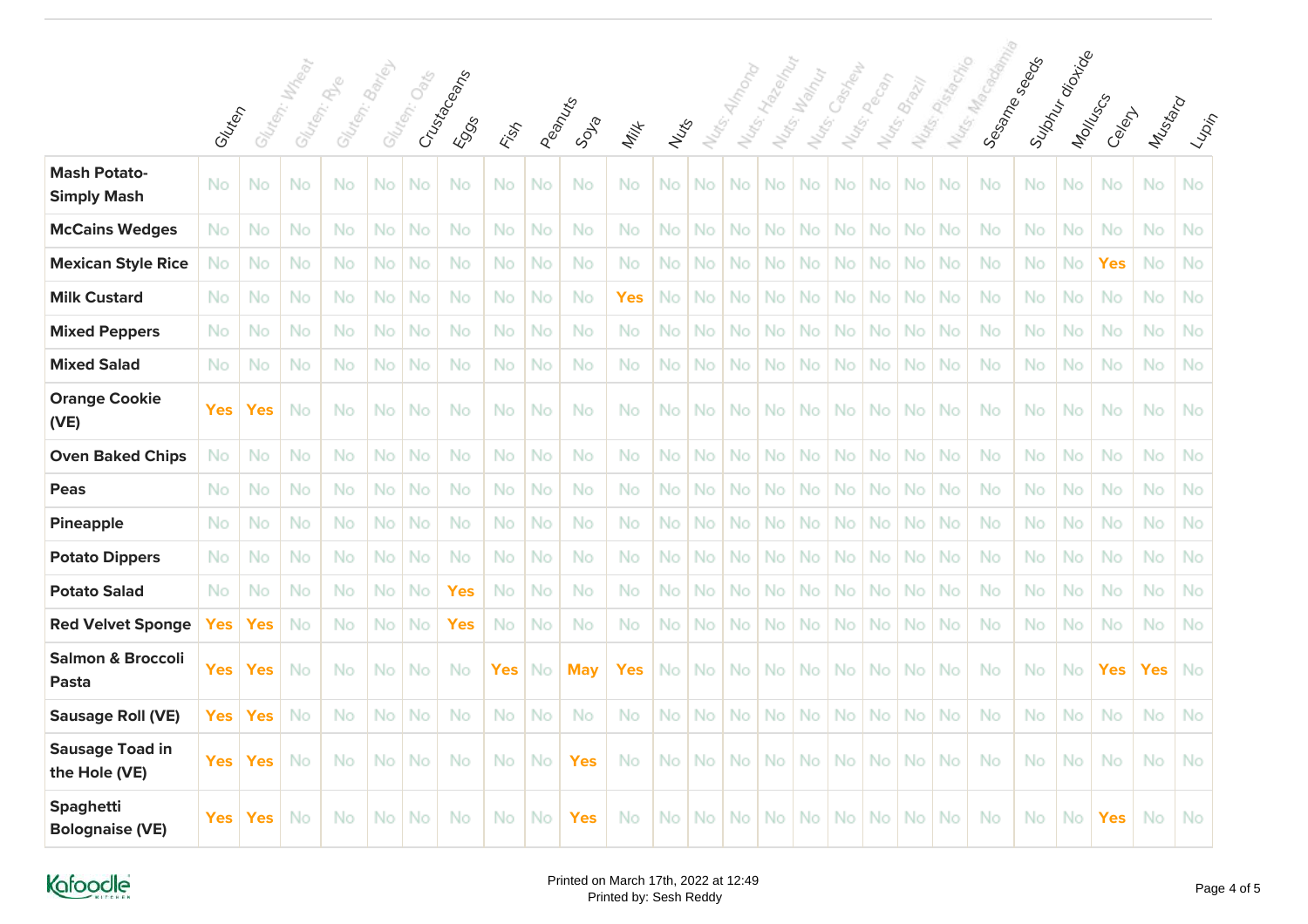| | Gluten | Gluten: Wheat | Gluten: Rye | Gluten: Barley | Gluten: Oats | Crustaceans | Eggs | Fish | Peanuts | Soya | Milk | Nuts | Nuts: Almond | Nuts: Hazelnut | Nuts: Walnut | Nuts: Cashew | Nuts: Pecan | Nuts: Brazil | Nuts: Pistachio | Nuts: Macadamia | Sesame seeds | Sulphur dioxide | Molluscs | Celery | Mustard | Lupin |
|---|---|---|---|---|---|---|---|---|---|---|---|---|---|---|---|---|---|---|---|---|---|---|---|---|---|---|
| **Mash Potato-Simply Mash** | No | No | No | No | No | No | No | No | No | No | No | No | No | No | No | No | No | No | No | No | No | No | No | No | No | No |
| **McCains Wedges** | No | No | No | No | No | No | No | No | No | No | No | No | No | No | No | No | No | No | No | No | No | No | No | No | No | No |
| **Mexican Style Rice** | No | No | No | No | No | No | No | No | No | No | No | No | No | No | No | No | No | No | No | No | No | No | No | Yes | No | No |
| **Milk Custard** | No | No | No | No | No | No | No | No | No | No | Yes | No | No | No | No | No | No | No | No | No | No | No | No | No | No | No |
| **Mixed Peppers** | No | No | No | No | No | No | No | No | No | No | No | No | No | No | No | No | No | No | No | No | No | No | No | No | No | No |
| **Mixed Salad** | No | No | No | No | No | No | No | No | No | No | No | No | No | No | No | No | No | No | No | No | No | No | No | No | No | No |
| **Orange Cookie (VE)** | Yes | Yes | No | No | No | No | No | No | No | No | No | No | No | No | No | No | No | No | No | No | No | No | No | No | No | No |
| **Oven Baked Chips** | No | No | No | No | No | No | No | No | No | No | No | No | No | No | No | No | No | No | No | No | No | No | No | No | No | No |
| **Peas** | No | No | No | No | No | No | No | No | No | No | No | No | No | No | No | No | No | No | No | No | No | No | No | No | No | No |
| **Pineapple** | No | No | No | No | No | No | No | No | No | No | No | No | No | No | No | No | No | No | No | No | No | No | No | No | No | No |
| **Potato Dippers** | No | No | No | No | No | No | No | No | No | No | No | No | No | No | No | No | No | No | No | No | No | No | No | No | No | No |
| **Potato Salad** | No | No | No | No | No | No | Yes | No | No | No | No | No | No | No | No | No | No | No | No | No | No | No | No | No | No | No |
| **Red Velvet Sponge** | Yes | Yes | No | No | No | No | Yes | No | No | No | No | No | No | No | No | No | No | No | No | No | No | No | No | No | No | No |
| **Salmon & Broccoli Pasta** | Yes | Yes | No | No | No | No | No | Yes | No | May | Yes | No | No | No | No | No | No | No | No | No | No | No | No | Yes | Yes | No |
| **Sausage Roll (VE)** | Yes | Yes | No | No | No | No | No | No | No | No | No | No | No | No | No | No | No | No | No | No | No | No | No | No | No | No |
| **Sausage Toad in the Hole (VE)** | Yes | Yes | No | No | No | No | No | No | No | Yes | No | No | No | No | No | No | No | No | No | No | No | No | No | No | No | No |
| **Spaghetti Bolognaise (VE)** | Yes | Yes | No | No | No | No | No | No | No | Yes | No | No | No | No | No | No | No | No | No | No | No | No | No | Yes | No | No |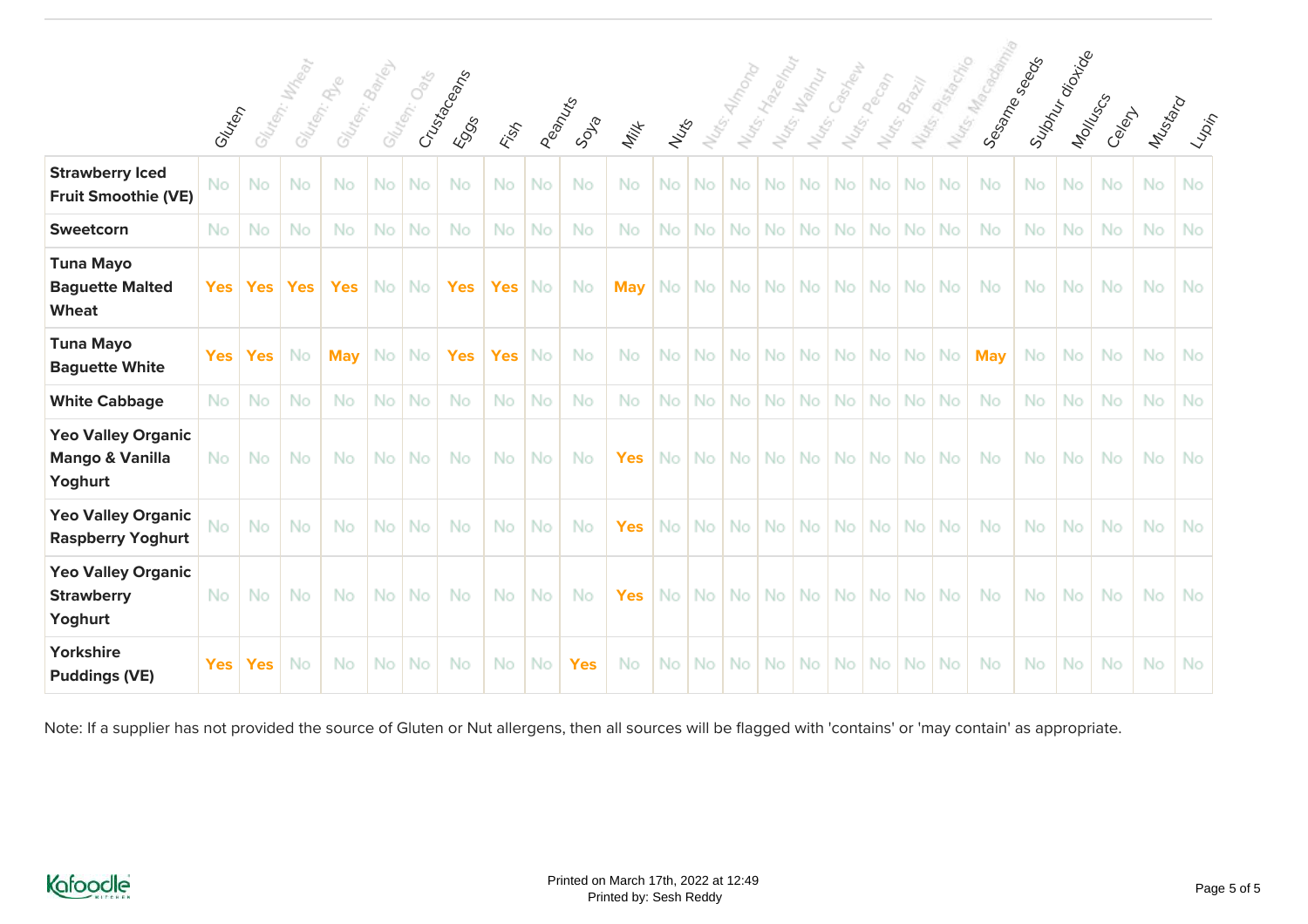| | Gluten | Gluten: Wheat | Gluten: Rye | Gluten: Barley | Gluten: Oats | Crustaceans | Eggs | Fish | Peanuts | Soya | Milk | Nuts | Nuts: Almond | Nuts: Hazelnut | Nuts: Walnut | Nuts: Cashew | Nuts: Pecan | Nuts: Brazil | Nuts: Pistachio | Nuts: Macadamia | Sesame seeds | Sulphur dioxide | Molluscs | Celery | Mustard | Lupin |
|---|---|---|---|---|---|---|---|---|---|---|---|---|---|---|---|---|---|---|---|---|---|---|---|---|---|---|
| **Strawberry Iced Fruit Smoothie (VE)** | No | No | No | No | No | No | No | No | No | No | No | No | No | No | No | No | No | No | No | No | No | No | No | No | No | No |
| **Sweetcorn** | No | No | No | No | No | No | No | No | No | No | No | No | No | No | No | No | No | No | No | No | No | No | No | No | No | No |
| **Tuna Mayo Baguette Malted Wheat** | Yes | Yes | Yes | Yes | No | No | Yes | Yes | No | No | May | No | No | No | No | No | No | No | No | No | No | No | No | No | No | No |
| **Tuna Mayo Baguette White** | Yes | Yes | No | May | No | No | Yes | Yes | No | No | No | No | No | No | No | No | No | No | No | No | May | No | No | No | No | No |
| **White Cabbage** | No | No | No | No | No | No | No | No | No | No | No | No | No | No | No | No | No | No | No | No | No | No | No | No | No | No |
| **Yeo Valley Organic Mango & Vanilla Yoghurt** | No | No | No | No | No | No | No | No | No | No | Yes | No | No | No | No | No | No | No | No | No | No | No | No | No | No | No |
| **Yeo Valley Organic Raspberry Yoghurt** | No | No | No | No | No | No | No | No | No | No | Yes | No | No | No | No | No | No | No | No | No | No | No | No | No | No | No |
| **Yeo Valley Organic Strawberry Yoghurt** | No | No | No | No | No | No | No | No | No | No | Yes | No | No | No | No | No | No | No | No | No | No | No | No | No | No | No |
| **Yorkshire Puddings (VE)** | Yes | Yes | No | No | No | No | No | No | No | Yes | No | No | No | No | No | No | No | No | No | No | No | No | No | No | No | No |

Note: If a supplier has not provided the source of Gluten or Nut allergens, then all sources will be flagged with 'contains' or 'may contain' as appropriate.

Printed on March 17th, 2022 at 12:49
Printed by: Sesh Reddy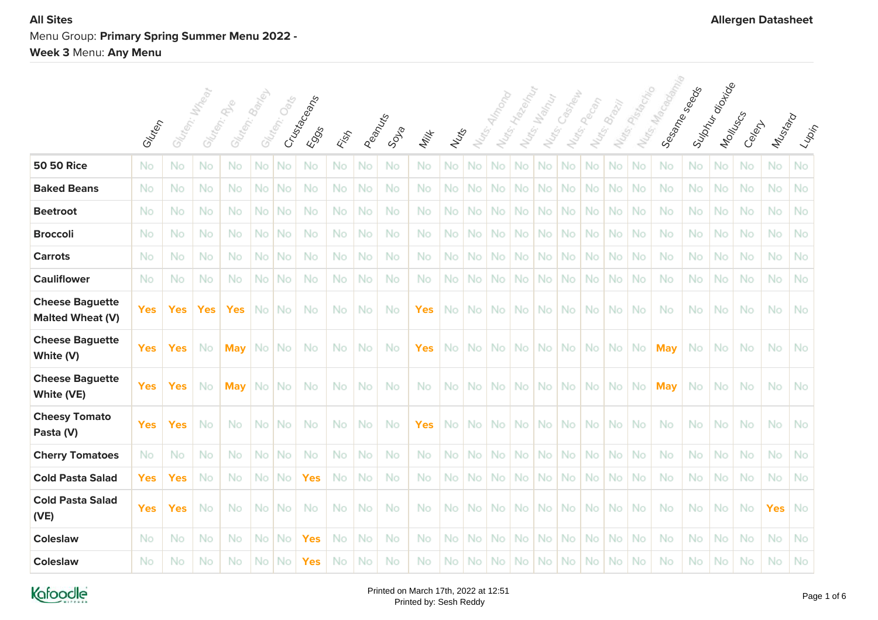**All Sites**

Menu Group: **Primary Spring Summer Menu 2022 - Week 3** Menu: **Any Menu**

**Allergen Datasheet**

| | Gluten | Gluten: Wheat | Gluten: Rye | Gluten: Barley | Gluten: Oats | Crustaceans | Eggs | Fish | Peanuts | Soya | Milk | Nuts | Nuts: Almond | Nuts: Hazelnut | Nuts: Walnut | Nuts: Cashew | Nuts: Pecan | Nuts: Brazil | Nuts: Pistachio | Nuts: Macadamia | Sesame seeds | Sulphur dioxide | Molluscs | Celery | Mustard | Lupin |
|---|---|---|---|---|---|---|---|---|---|---|---|---|---|---|---|---|---|---|---|---|---|---|---|---|---|---|
| **50 50 Rice** | No | No | No | No | No | No | No | No | No | No | No | No | No | No | No | No | No | No | No | No | No | No | No | No | No | No |
| **Baked Beans** | No | No | No | No | No | No | No | No | No | No | No | No | No | No | No | No | No | No | No | No | No | No | No | No | No | No |
| **Beetroot** | No | No | No | No | No | No | No | No | No | No | No | No | No | No | No | No | No | No | No | No | No | No | No | No | No | No |
| **Broccoli** | No | No | No | No | No | No | No | No | No | No | No | No | No | No | No | No | No | No | No | No | No | No | No | No | No | No |
| **Carrots** | No | No | No | No | No | No | No | No | No | No | No | No | No | No | No | No | No | No | No | No | No | No | No | No | No | No |
| **Cauliflower** | No | No | No | No | No | No | No | No | No | No | No | No | No | No | No | No | No | No | No | No | No | No | No | No | No | No |
| **Cheese Baguette Malted Wheat (V)** | Yes | Yes | Yes | Yes | No | No | No | No | No | No | Yes | No | No | No | No | No | No | No | No | No | No | No | No | No | No | No |
| **Cheese Baguette White (V)** | Yes | Yes | No | May | No | No | No | No | No | No | Yes | No | No | No | No | No | No | No | No | No | May | No | No | No | No | No |
| **Cheese Baguette White (VE)** | Yes | Yes | No | May | No | No | No | No | No | No | No | No | No | No | No | No | No | No | No | No | May | No | No | No | No | No |
| **Cheesy Tomato Pasta (V)** | Yes | Yes | No | No | No | No | No | No | No | No | Yes | No | No | No | No | No | No | No | No | No | No | No | No | No | No | No |
| **Cherry Tomatoes** | No | No | No | No | No | No | No | No | No | No | No | No | No | No | No | No | No | No | No | No | No | No | No | No | No | No |
| **Cold Pasta Salad** | Yes | Yes | No | No | No | No | Yes | No | No | No | No | No | No | No | No | No | No | No | No | No | No | No | No | No | No | No |
| **Cold Pasta Salad (VE)** | Yes | Yes | No | No | No | No | No | No | No | No | No | No | No | No | No | No | No | No | No | No | No | No | No | No | Yes | No |
| **Coleslaw** | No | No | No | No | No | No | Yes | No | No | No | No | No | No | No | No | No | No | No | No | No | No | No | No | No | No | No |
| **Coleslaw** | No | No | No | No | No | No | Yes | No | No | No | No | No | No | No | No | No | No | No | No | No | No | No | No | No | No | No |

Printed on March 17th, 2022 at 12:51
Printed by: Sesh Reddy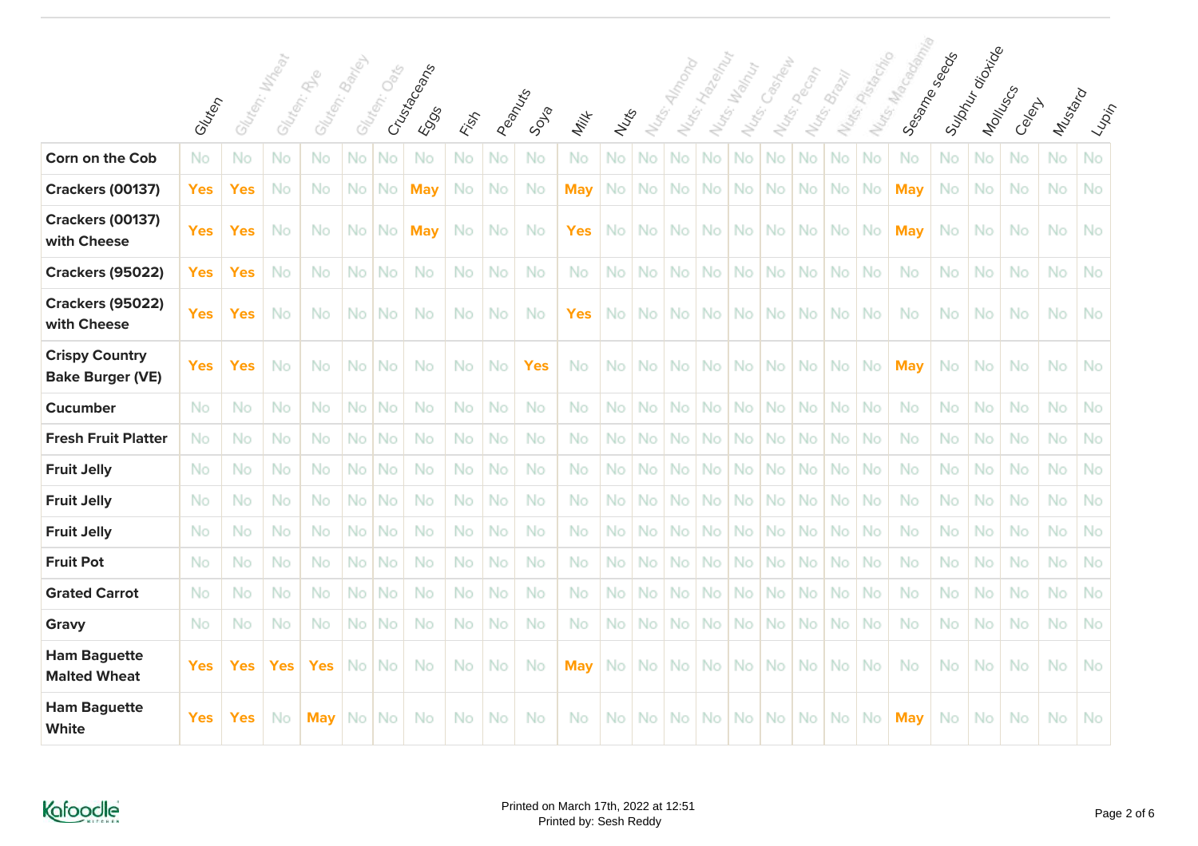| | Gluten | Gluten: Wheat | Gluten: Rye | Gluten: Barley | Gluten: Oats | Crustaceans | Eggs | Fish | Peanuts | Soya | Milk | Nuts | Nuts: Almond | Nuts: Hazelnut | Nuts: Walnut | Nuts: Cashew | Nuts: Pecan | Nuts: Brazil | Nuts: Pistachio | Nuts: Macadamia | Sesame seeds | Sulphur dioxide | Molluscs | Celery | Mustard | Lupin |
|---|---|---|---|---|---|---|---|---|---|---|---|---|---|---|---|---|---|---|---|---|---|---|---|---|---|---|
| **Corn on the Cob** | No | No | No | No | No | No | No | No | No | No | No | No | No | No | No | No | No | No | No | No | No | No | No | No | No | No |
| **Crackers (00137)** | **Yes** | **Yes** | No | No | No | No | **May** | No | No | No | **May** | No | No | No | No | No | No | No | No | No | **May** | No | No | No | No | No |
| **Crackers (00137) with Cheese** | **Yes** | **Yes** | No | No | No | No | **May** | No | No | No | **Yes** | No | No | No | No | No | No | No | No | No | **May** | No | No | No | No | No |
| **Crackers (95022)** | **Yes** | **Yes** | No | No | No | No | No | No | No | No | No | No | No | No | No | No | No | No | No | No | No | No | No | No | No | No |
| **Crackers (95022) with Cheese** | **Yes** | **Yes** | No | No | No | No | No | No | No | No | **Yes** | No | No | No | No | No | No | No | No | No | No | No | No | No | No | No |
| **Crispy Country Bake Burger (VE)** | **Yes** | **Yes** | No | No | No | No | No | No | No | **Yes** | No | No | No | No | No | No | No | No | No | No | **May** | No | No | No | No | No |
| **Cucumber** | No | No | No | No | No | No | No | No | No | No | No | No | No | No | No | No | No | No | No | No | No | No | No | No | No | No |
| **Fresh Fruit Platter** | No | No | No | No | No | No | No | No | No | No | No | No | No | No | No | No | No | No | No | No | No | No | No | No | No | No |
| **Fruit Jelly** | No | No | No | No | No | No | No | No | No | No | No | No | No | No | No | No | No | No | No | No | No | No | No | No | No | No |
| **Fruit Jelly** | No | No | No | No | No | No | No | No | No | No | No | No | No | No | No | No | No | No | No | No | No | No | No | No | No | No |
| **Fruit Jelly** | No | No | No | No | No | No | No | No | No | No | No | No | No | No | No | No | No | No | No | No | No | No | No | No | No | No |
| **Fruit Pot** | No | No | No | No | No | No | No | No | No | No | No | No | No | No | No | No | No | No | No | No | No | No | No | No | No | No |
| **Grated Carrot** | No | No | No | No | No | No | No | No | No | No | No | No | No | No | No | No | No | No | No | No | No | No | No | No | No | No |
| **Gravy** | No | No | No | No | No | No | No | No | No | No | No | No | No | No | No | No | No | No | No | No | No | No | No | No | No | No |
| **Ham Baguette Malted Wheat** | **Yes** | **Yes** | **Yes** | **Yes** | No | No | No | No | No | No | **May** | No | No | No | No | No | No | No | No | No | No | No | No | No | No | No |
| **Ham Baguette White** | **Yes** | **Yes** | No | **May** | No | No | No | No | No | No | No | No | No | No | No | No | No | No | No | No | **May** | No | No | No | No | No |

Printed on March 17th, 2022 at 12:51
Printed by: Sesh Reddy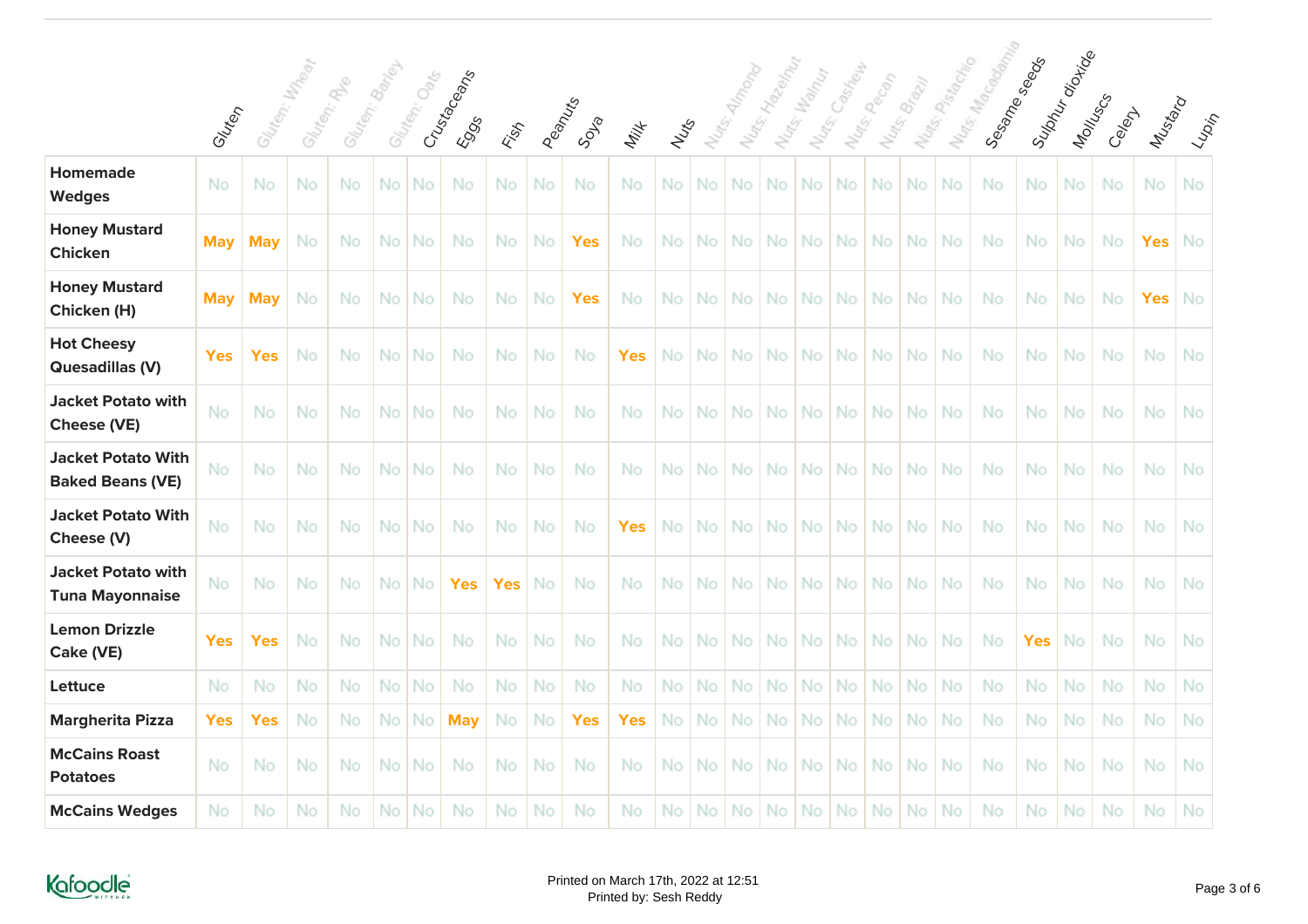| | Gluten | Gluten: Wheat | Gluten: Rye | Gluten: Barley | Gluten: Oats | Crustaceans | Eggs | Fish | Peanuts | Soya | Milk | Nuts | Nuts: Almond | Nuts: Hazelnut | Nuts: Walnut | Nuts: Cashew | Nuts: Pecan | Nuts: Brazil | Nuts: Pistachio | Nuts: Macadamia | Sesame seeds | Sulphur dioxide | Molluscs | Celery | Mustard | Lupin |
|---|---|---|---|---|---|---|---|---|---|---|---|---|---|---|---|---|---|---|---|---|---|---|---|---|---|---|
| **Homemade Wedges** | No | No | No | No | No | No | No | No | No | No | No | No | No | No | No | No | No | No | No | No | No | No | No | No | No | No |
| **Honey Mustard Chicken** | May | May | No | No | No | No | No | No | No | Yes | No | No | No | No | No | No | No | No | No | No | No | No | No | No | Yes | No |
| **Honey Mustard Chicken (H)** | May | May | No | No | No | No | No | No | No | Yes | No | No | No | No | No | No | No | No | No | No | No | No | No | No | Yes | No |
| **Hot Cheesy Quesadillas (V)** | Yes | Yes | No | No | No | No | No | No | No | No | Yes | No | No | No | No | No | No | No | No | No | No | No | No | No | No | No |
| **Jacket Potato with Cheese (VE)** | No | No | No | No | No | No | No | No | No | No | No | No | No | No | No | No | No | No | No | No | No | No | No | No | No | No |
| **Jacket Potato With Baked Beans (VE)** | No | No | No | No | No | No | No | No | No | No | No | No | No | No | No | No | No | No | No | No | No | No | No | No | No | No |
| **Jacket Potato With Cheese (V)** | No | No | No | No | No | No | No | No | No | No | Yes | No | No | No | No | No | No | No | No | No | No | No | No | No | No | No |
| **Jacket Potato with Tuna Mayonnaise** | No | No | No | No | No | No | Yes | Yes | No | No | No | No | No | No | No | No | No | No | No | No | No | No | No | No | No | No |
| **Lemon Drizzle Cake (VE)** | Yes | Yes | No | No | No | No | No | No | No | No | No | No | No | No | No | No | No | No | No | No | No | Yes | No | No | No | No |
| **Lettuce** | No | No | No | No | No | No | No | No | No | No | No | No | No | No | No | No | No | No | No | No | No | No | No | No | No | No |
| **Margherita Pizza** | Yes | Yes | No | No | No | No | May | No | No | Yes | Yes | No | No | No | No | No | No | No | No | No | No | No | No | No | No | No |
| **McCains Roast Potatoes** | No | No | No | No | No | No | No | No | No | No | No | No | No | No | No | No | No | No | No | No | No | No | No | No | No | No |
| **McCains Wedges** | No | No | No | No | No | No | No | No | No | No | No | No | No | No | No | No | No | No | No | No | No | No | No | No | No | No |

Printed on March 17th, 2022 at 12:51
Printed by: Sesh Reddy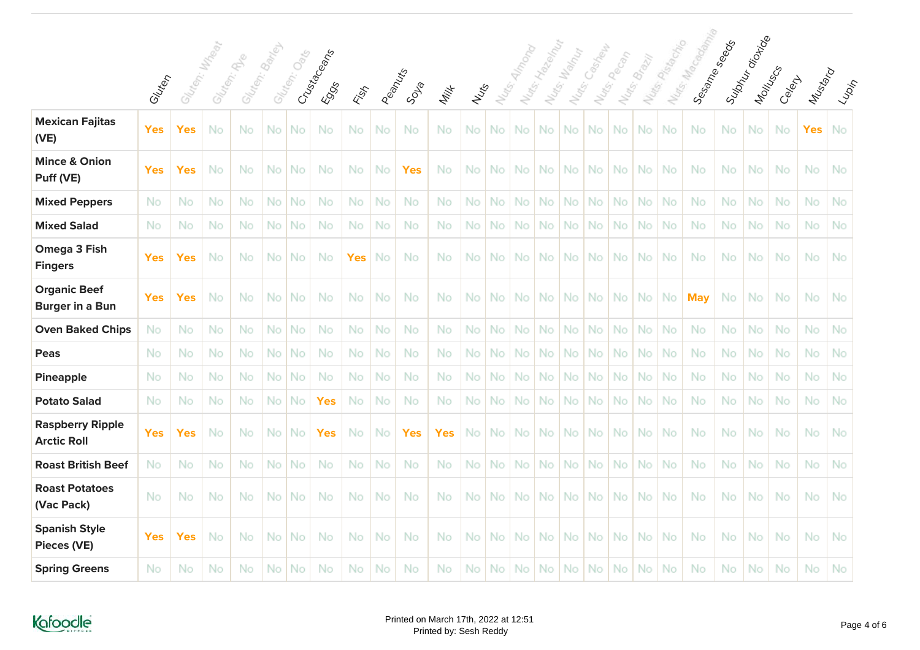| | Gluten | Gluten: Wheat | Gluten: Rye | Gluten: Barley | Gluten: Oats | Crustaceans | Eggs | Fish | Peanuts | Soya | Milk | Nuts | Nuts: Almond | Nuts: Hazelnut | Nuts: Walnut | Nuts: Cashew | Nuts: Pecan | Nuts: Brazil | Nuts: Pistachio | Nuts: Macadamia | Sesame seeds | Sulphur dioxide | Molluscs | Celery | Mustard | Lupin |
|---|---|---|---|---|---|---|---|---|---|---|---|---|---|---|---|---|---|---|---|---|---|---|---|---|---|---|
| **Mexican Fajitas (VE)** | Yes | Yes | No | No | No | No | No | No | No | No | No | No | No | No | No | No | No | No | No | No | No | No | No | No | Yes | No |
| **Mince & Onion Puff (VE)** | Yes | Yes | No | No | No | No | No | No | No | Yes | No | No | No | No | No | No | No | No | No | No | No | No | No | No | No | No |
| **Mixed Peppers** | No | No | No | No | No | No | No | No | No | No | No | No | No | No | No | No | No | No | No | No | No | No | No | No | No | No |
| **Mixed Salad** | No | No | No | No | No | No | No | No | No | No | No | No | No | No | No | No | No | No | No | No | No | No | No | No | No | No |
| **Omega 3 Fish Fingers** | Yes | Yes | No | No | No | No | No | Yes | No | No | No | No | No | No | No | No | No | No | No | No | No | No | No | No | No | No |
| **Organic Beef Burger in a Bun** | Yes | Yes | No | No | No | No | No | No | No | No | No | No | No | No | No | No | No | No | No | No | May | No | No | No | No | No |
| **Oven Baked Chips** | No | No | No | No | No | No | No | No | No | No | No | No | No | No | No | No | No | No | No | No | No | No | No | No | No | No |
| **Peas** | No | No | No | No | No | No | No | No | No | No | No | No | No | No | No | No | No | No | No | No | No | No | No | No | No | No |
| **Pineapple** | No | No | No | No | No | No | No | No | No | No | No | No | No | No | No | No | No | No | No | No | No | No | No | No | No | No |
| **Potato Salad** | No | No | No | No | No | No | Yes | No | No | No | No | No | No | No | No | No | No | No | No | No | No | No | No | No | No | No |
| **Raspberry Ripple Arctic Roll** | Yes | Yes | No | No | No | No | Yes | No | No | Yes | Yes | No | No | No | No | No | No | No | No | No | No | No | No | No | No | No |
| **Roast British Beef** | No | No | No | No | No | No | No | No | No | No | No | No | No | No | No | No | No | No | No | No | No | No | No | No | No | No |
| **Roast Potatoes (Vac Pack)** | No | No | No | No | No | No | No | No | No | No | No | No | No | No | No | No | No | No | No | No | No | No | No | No | No | No |
| **Spanish Style Pieces (VE)** | Yes | Yes | No | No | No | No | No | No | No | No | No | No | No | No | No | No | No | No | No | No | No | No | No | No | No | No |
| **Spring Greens** | No | No | No | No | No | No | No | No | No | No | No | No | No | No | No | No | No | No | No | No | No | No | No | No | No | No |

Printed on March 17th, 2022 at 12:51
Printed by: Sesh Reddy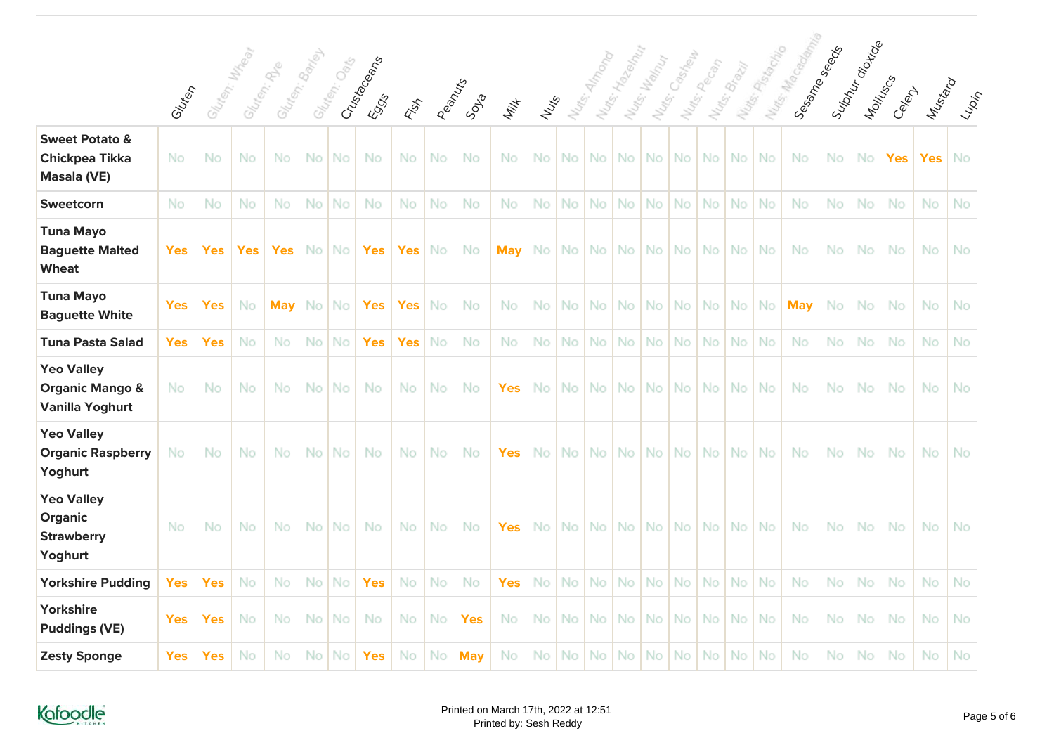| | Gluten | Gluten: Wheat | Gluten: Rye | Gluten: Barley | Gluten: Oats | Crustaceans | Eggs | Fish | Peanuts | Soya | Milk | Nuts | Nuts: Almond | Nuts: Hazelnut | Nuts: Walnut | Nuts: Cashew | Nuts: Pecan | Nuts: Brazil | Nuts: Pistachio | Nuts: Macadamia | Sesame seeds | Sulphur dioxide | Molluscs | Celery | Mustard | Lupin |
|---|---|---|---|---|---|---|---|---|---|---|---|---|---|---|---|---|---|---|---|---|---|---|---|---|---|---|
| **Sweet Potato & Chickpea Tikka Masala (VE)** | No | No | No | No | No | No | No | No | No | No | No | No | No | No | No | No | No | No | No | No | No | No | No | Yes | Yes | No |
| **Sweetcorn** | No | No | No | No | No | No | No | No | No | No | No | No | No | No | No | No | No | No | No | No | No | No | No | No | No | No |
| **Tuna Mayo Baguette Malted Wheat** | Yes | Yes | Yes | Yes | No | No | Yes | Yes | No | No | May | No | No | No | No | No | No | No | No | No | No | No | No | No | No | No |
| **Tuna Mayo Baguette White** | Yes | Yes | No | May | No | No | Yes | Yes | No | No | No | No | No | No | No | No | No | No | No | No | May | No | No | No | No | No |
| **Tuna Pasta Salad** | Yes | Yes | No | No | No | No | Yes | Yes | No | No | No | No | No | No | No | No | No | No | No | No | No | No | No | No | No | No |
| **Yeo Valley Organic Mango & Vanilla Yoghurt** | No | No | No | No | No | No | No | No | No | No | Yes | No | No | No | No | No | No | No | No | No | No | No | No | No | No | No |
| **Yeo Valley Organic Raspberry Yoghurt** | No | No | No | No | No | No | No | No | No | No | Yes | No | No | No | No | No | No | No | No | No | No | No | No | No | No | No |
| **Yeo Valley Organic Strawberry Yoghurt** | No | No | No | No | No | No | No | No | No | No | Yes | No | No | No | No | No | No | No | No | No | No | No | No | No | No | No |
| **Yorkshire Pudding** | Yes | Yes | No | No | No | No | Yes | No | No | No | Yes | No | No | No | No | No | No | No | No | No | No | No | No | No | No | No |
| **Yorkshire Puddings (VE)** | Yes | Yes | No | No | No | No | No | No | No | Yes | No | No | No | No | No | No | No | No | No | No | No | No | No | No | No | No |
| **Zesty Sponge** | Yes | Yes | No | No | No | No | Yes | No | No | May | No | No | No | No | No | No | No | No | No | No | No | No | No | No | No | No |

Printed on March 17th, 2022 at 12:51
Printed by: Sesh Reddy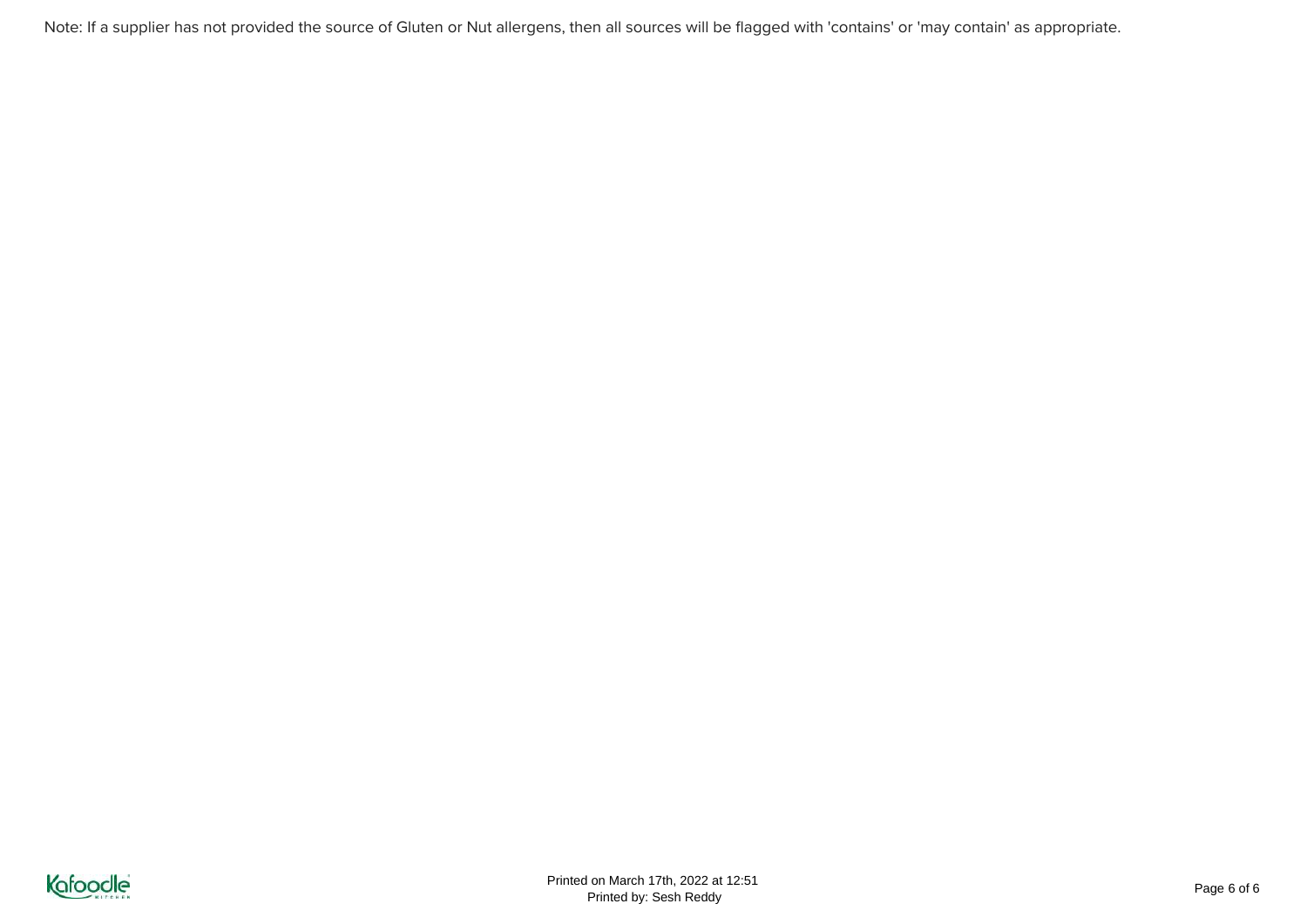Note: If a supplier has not provided the source of Gluten or Nut allergens, then all sources will be flagged with 'contains' or 'may contain' as appropriate.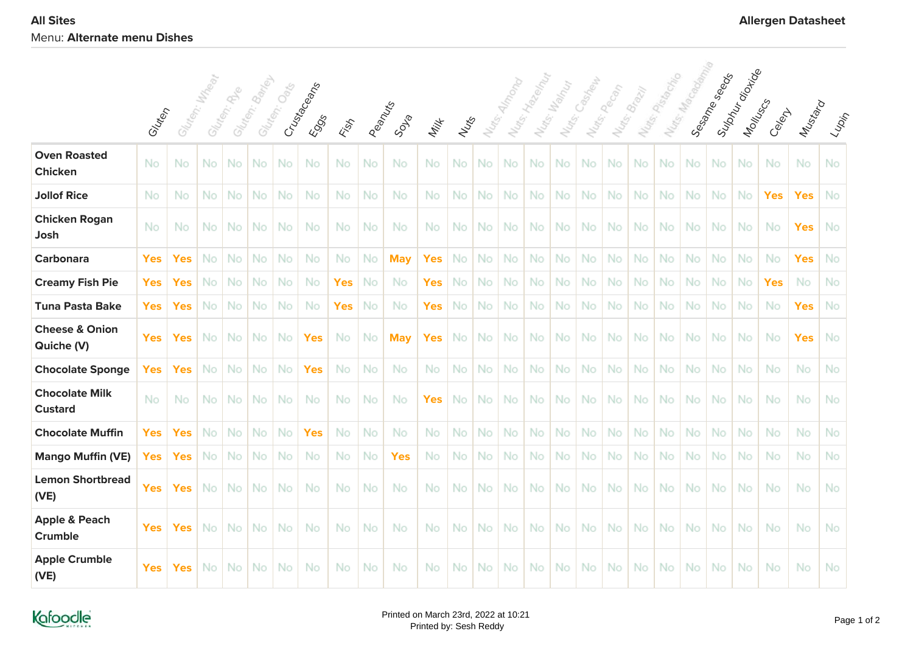**All Sites**

Menu: **Alternate menu Dishes**

**Allergen Datasheet**

| | Gluten | Gluten: Wheat | Gluten: Rye | Gluten: Barley | Gluten: Oats | Crustaceans | Eggs | Fish | Peanuts | Soya | Milk | Nuts | Nuts: Almond | Nuts: Hazelnut | Nuts: Walnut | Nuts: Cashew | Nuts: Pecan | Nuts: Brazil | Nuts: Pistachio | Nuts: Macadamia | Sesame seeds | Sulphur dioxide | Molluscs | Celery | Mustard | Lupin |
|---|---|---|---|---|---|---|---|---|---|---|---|---|---|---|---|---|---|---|---|---|---|---|---|---|---|---|
| **Oven Roasted Chicken** | No | No | No | No | No | No | No | No | No | No | No | No | No | No | No | No | No | No | No | No | No | No | No | No | No | No |
| **Jollof Rice** | No | No | No | No | No | No | No | No | No | No | No | No | No | No | No | No | No | No | No | No | No | No | No | Yes | Yes | No |
| **Chicken Rogan Josh** | No | No | No | No | No | No | No | No | No | No | No | No | No | No | No | No | No | No | No | No | No | No | No | No | Yes | No |
| **Carbonara** | Yes | Yes | No | No | No | No | No | No | No | May | Yes | No | No | No | No | No | No | No | No | No | No | No | No | No | Yes | No |
| **Creamy Fish Pie** | Yes | Yes | No | No | No | No | No | Yes | No | No | Yes | No | No | No | No | No | No | No | No | No | No | No | No | Yes | No | No |
| **Tuna Pasta Bake** | Yes | Yes | No | No | No | No | No | Yes | No | No | Yes | No | No | No | No | No | No | No | No | No | No | No | No | No | Yes | No |
| **Cheese & Onion Quiche (V)** | Yes | Yes | No | No | No | No | Yes | No | No | May | Yes | No | No | No | No | No | No | No | No | No | No | No | No | No | Yes | No |
| **Chocolate Sponge** | Yes | Yes | No | No | No | No | Yes | No | No | No | No | No | No | No | No | No | No | No | No | No | No | No | No | No | No | No |
| **Chocolate Milk Custard** | No | No | No | No | No | No | No | No | No | No | Yes | No | No | No | No | No | No | No | No | No | No | No | No | No | No | No |
| **Chocolate Muffin** | Yes | Yes | No | No | No | No | Yes | No | No | No | No | No | No | No | No | No | No | No | No | No | No | No | No | No | No | No |
| **Mango Muffin (VE)** | Yes | Yes | No | No | No | No | No | No | No | Yes | No | No | No | No | No | No | No | No | No | No | No | No | No | No | No | No |
| **Lemon Shortbread (VE)** | Yes | Yes | No | No | No | No | No | No | No | No | No | No | No | No | No | No | No | No | No | No | No | No | No | No | No | No |
| **Apple & Peach Crumble** | Yes | Yes | No | No | No | No | No | No | No | No | No | No | No | No | No | No | No | No | No | No | No | No | No | No | No | No |
| **Apple Crumble (VE)** | Yes | Yes | No | No | No | No | No | No | No | No | No | No | No | No | No | No | No | No | No | No | No | No | No | No | No | No |

Printed on March 23rd, 2022 at 10:21
Printed by: Sesh Reddy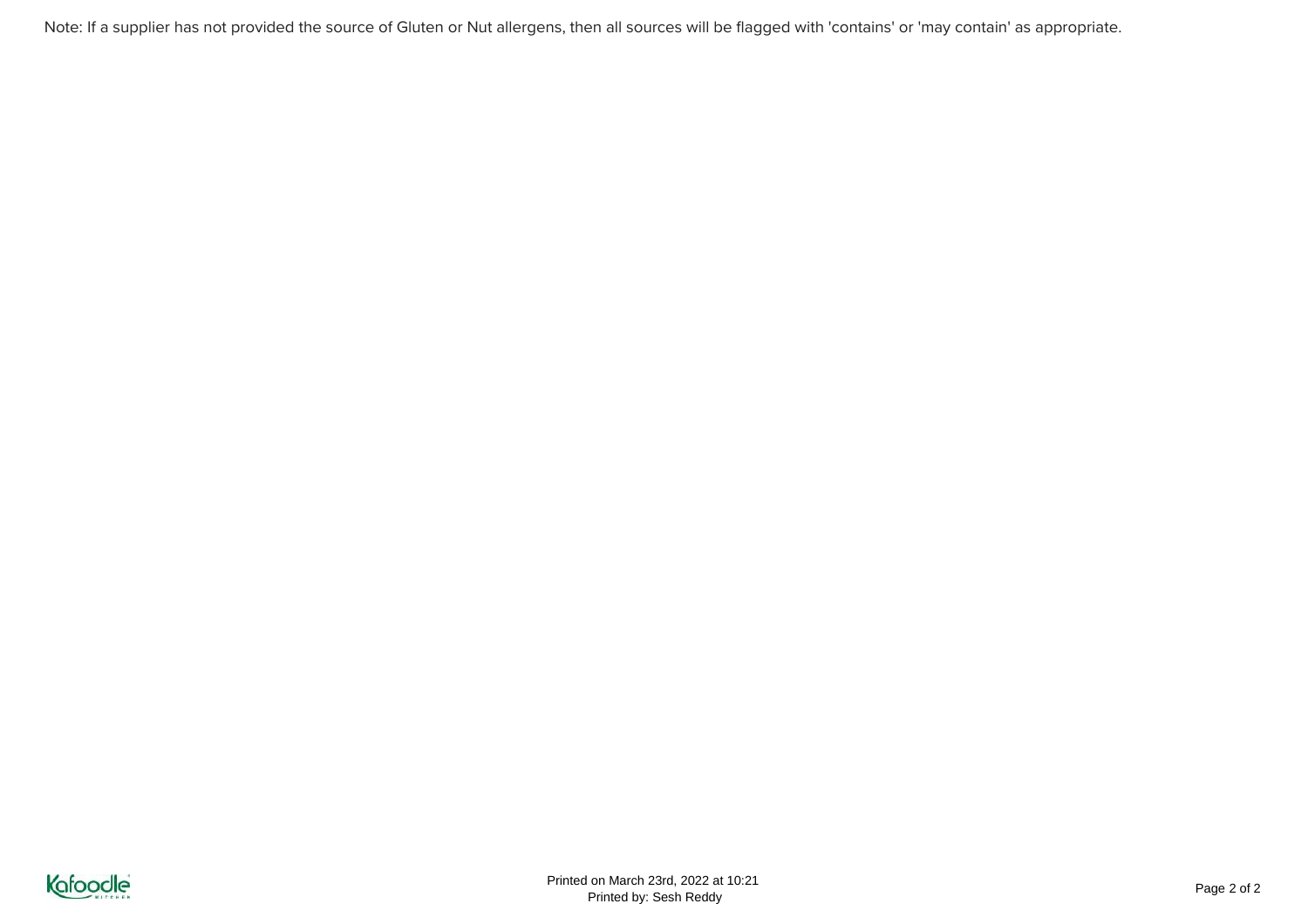Note: If a supplier has not provided the source of Gluten or Nut allergens, then all sources will be flagged with 'contains' or 'may contain' as appropriate.

Printed on March 23rd, 2022 at 10:21
Printed by: Sesh Reddy